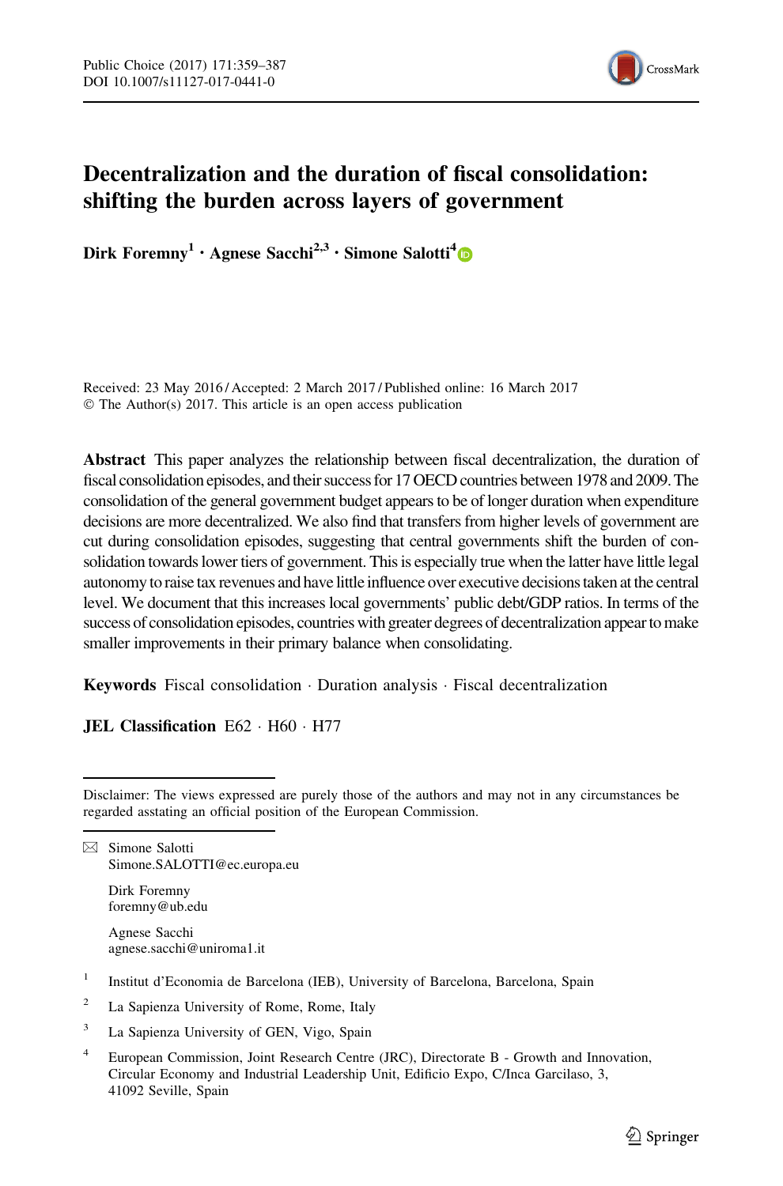# Decentralization and the duration of fiscal consolidation: shifting the burden across layers of government

**Dirk Foremny[1] · Agnese Sacchi[2,3] · Simone Salotti[4]**

Received: 23 May 2016 / Accepted: 2 March 2017 / Published online: 16 March 2017
© The Author(s) 2017. This article is an open access publication

**Abstract** This paper analyzes the relationship between fiscal decentralization, the duration of fiscal consolidation episodes, and their success for 17 OECD countries between 1978 and 2009. The consolidation of the general government budget appears to be of longer duration when expenditure decisions are more decentralized. We also find that transfers from higher levels of government are cut during consolidation episodes, suggesting that central governments shift the burden of consolidation towards lower tiers of government. This is especially true when the latter have little legal autonomy to raise tax revenues and have little influence over executive decisions taken at the central level. We document that this increases local governments' public debt/GDP ratios. In terms of the success of consolidation episodes, countries with greater degrees of decentralization appear to make smaller improvements in their primary balance when consolidating.

**Keywords** Fiscal consolidation · Duration analysis · Fiscal decentralization

**JEL Classification** E62 · H60 · H77

---

Disclaimer: The views expressed are purely those of the authors and may not in any circumstances be regarded asstating an official position of the European Commission.

---

✉ Simone Salotti
Simone.SALOTTI@ec.europa.eu

Dirk Foremny
foremny@ub.edu

Agnese Sacchi
agnese.sacchi@uniroma1.it

[1] Institut d'Economia de Barcelona (IEB), University of Barcelona, Barcelona, Spain

[2] La Sapienza University of Rome, Rome, Italy

[3] La Sapienza University of GEN, Vigo, Spain

[4] European Commission, Joint Research Centre (JRC), Directorate B - Growth and Innovation, Circular Economy and Industrial Leadership Unit, Edificio Expo, C/Inca Garcilaso, 3, 41092 Seville, Spain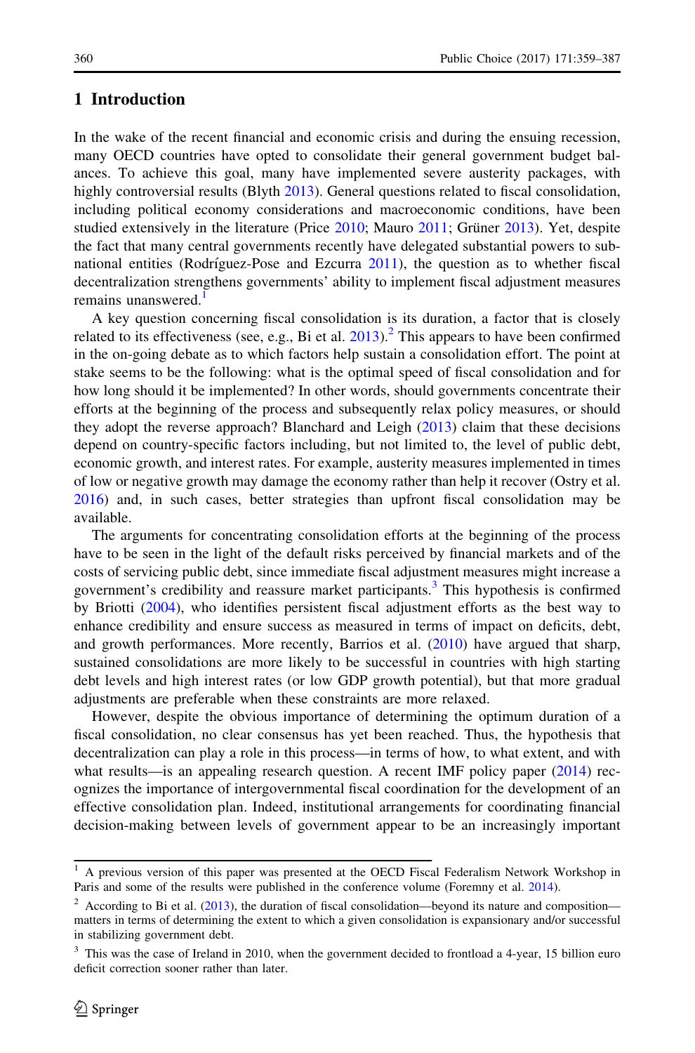## 1 Introduction

In the wake of the recent financial and economic crisis and during the ensuing recession, many OECD countries have opted to consolidate their general government budget balances. To achieve this goal, many have implemented severe austerity packages, with highly controversial results (Blyth 2013). General questions related to fiscal consolidation, including political economy considerations and macroeconomic conditions, have been studied extensively in the literature (Price 2010; Mauro 2011; Grüner 2013). Yet, despite the fact that many central governments recently have delegated substantial powers to subnational entities (Rodríguez-Pose and Ezcurra 2011), the question as to whether fiscal decentralization strengthens governments' ability to implement fiscal adjustment measures remains unanswered.[1]

A key question concerning fiscal consolidation is its duration, a factor that is closely related to its effectiveness (see, e.g., Bi et al. 2013).[2] This appears to have been confirmed in the on-going debate as to which factors help sustain a consolidation effort. The point at stake seems to be the following: what is the optimal speed of fiscal consolidation and for how long should it be implemented? In other words, should governments concentrate their efforts at the beginning of the process and subsequently relax policy measures, or should they adopt the reverse approach? Blanchard and Leigh (2013) claim that these decisions depend on country-specific factors including, but not limited to, the level of public debt, economic growth, and interest rates. For example, austerity measures implemented in times of low or negative growth may damage the economy rather than help it recover (Ostry et al. 2016) and, in such cases, better strategies than upfront fiscal consolidation may be available.

The arguments for concentrating consolidation efforts at the beginning of the process have to be seen in the light of the default risks perceived by financial markets and of the costs of servicing public debt, since immediate fiscal adjustment measures might increase a government's credibility and reassure market participants.[3] This hypothesis is confirmed by Briotti (2004), who identifies persistent fiscal adjustment efforts as the best way to enhance credibility and ensure success as measured in terms of impact on deficits, debt, and growth performances. More recently, Barrios et al. (2010) have argued that sharp, sustained consolidations are more likely to be successful in countries with high starting debt levels and high interest rates (or low GDP growth potential), but that more gradual adjustments are preferable when these constraints are more relaxed.

However, despite the obvious importance of determining the optimum duration of a fiscal consolidation, no clear consensus has yet been reached. Thus, the hypothesis that decentralization can play a role in this process—in terms of how, to what extent, and with what results—is an appealing research question. A recent IMF policy paper (2014) recognizes the importance of intergovernmental fiscal coordination for the development of an effective consolidation plan. Indeed, institutional arrangements for coordinating financial decision-making between levels of government appear to be an increasingly important

[1] A previous version of this paper was presented at the OECD Fiscal Federalism Network Workshop in Paris and some of the results were published in the conference volume (Foremny et al. 2014).

[2] According to Bi et al. (2013), the duration of fiscal consolidation—beyond its nature and composition—matters in terms of determining the extent to which a given consolidation is expansionary and/or successful in stabilizing government debt.

[3] This was the case of Ireland in 2010, when the government decided to frontload a 4-year, 15 billion euro deficit correction sooner rather than later.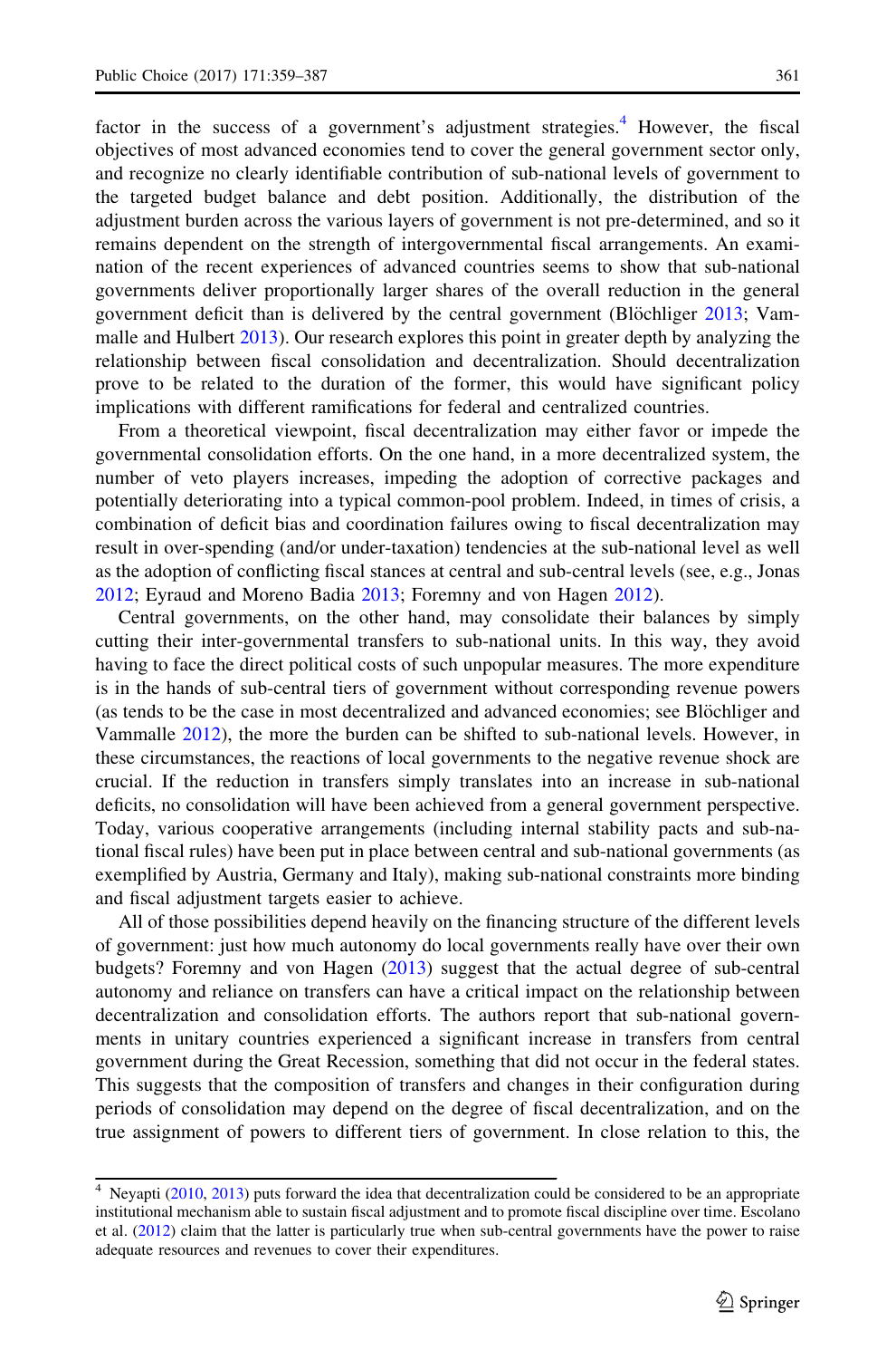factor in the success of a government's adjustment strategies.[4] However, the fiscal objectives of most advanced economies tend to cover the general government sector only, and recognize no clearly identifiable contribution of sub-national levels of government to the targeted budget balance and debt position. Additionally, the distribution of the adjustment burden across the various layers of government is not pre-determined, and so it remains dependent on the strength of intergovernmental fiscal arrangements. An examination of the recent experiences of advanced countries seems to show that sub-national governments deliver proportionally larger shares of the overall reduction in the general government deficit than is delivered by the central government (Blöchliger 2013; Vammalle and Hulbert 2013). Our research explores this point in greater depth by analyzing the relationship between fiscal consolidation and decentralization. Should decentralization prove to be related to the duration of the former, this would have significant policy implications with different ramifications for federal and centralized countries.

From a theoretical viewpoint, fiscal decentralization may either favor or impede the governmental consolidation efforts. On the one hand, in a more decentralized system, the number of veto players increases, impeding the adoption of corrective packages and potentially deteriorating into a typical common-pool problem. Indeed, in times of crisis, a combination of deficit bias and coordination failures owing to fiscal decentralization may result in over-spending (and/or under-taxation) tendencies at the sub-national level as well as the adoption of conflicting fiscal stances at central and sub-central levels (see, e.g., Jonas 2012; Eyraud and Moreno Badia 2013; Foremny and von Hagen 2012).

Central governments, on the other hand, may consolidate their balances by simply cutting their inter-governmental transfers to sub-national units. In this way, they avoid having to face the direct political costs of such unpopular measures. The more expenditure is in the hands of sub-central tiers of government without corresponding revenue powers (as tends to be the case in most decentralized and advanced economies; see Blöchliger and Vammalle 2012), the more the burden can be shifted to sub-national levels. However, in these circumstances, the reactions of local governments to the negative revenue shock are crucial. If the reduction in transfers simply translates into an increase in sub-national deficits, no consolidation will have been achieved from a general government perspective. Today, various cooperative arrangements (including internal stability pacts and sub-national fiscal rules) have been put in place between central and sub-national governments (as exemplified by Austria, Germany and Italy), making sub-national constraints more binding and fiscal adjustment targets easier to achieve.

All of those possibilities depend heavily on the financing structure of the different levels of government: just how much autonomy do local governments really have over their own budgets? Foremny and von Hagen (2013) suggest that the actual degree of sub-central autonomy and reliance on transfers can have a critical impact on the relationship between decentralization and consolidation efforts. The authors report that sub-national governments in unitary countries experienced a significant increase in transfers from central government during the Great Recession, something that did not occur in the federal states. This suggests that the composition of transfers and changes in their configuration during periods of consolidation may depend on the degree of fiscal decentralization, and on the true assignment of powers to different tiers of government. In close relation to this, the

[4] Neyapti (2010, 2013) puts forward the idea that decentralization could be considered to be an appropriate institutional mechanism able to sustain fiscal adjustment and to promote fiscal discipline over time. Escolano et al. (2012) claim that the latter is particularly true when sub-central governments have the power to raise adequate resources and revenues to cover their expenditures.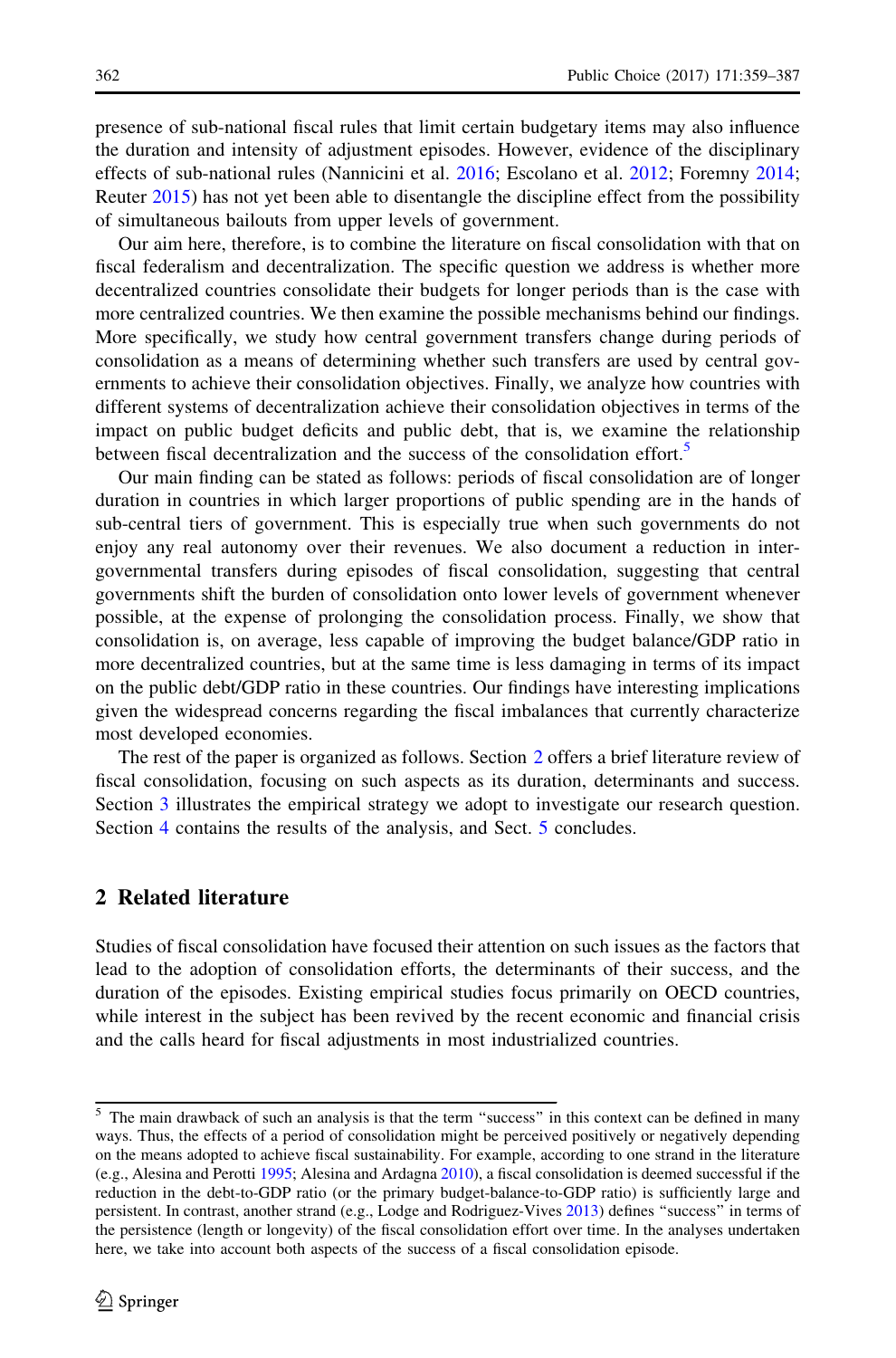presence of sub-national fiscal rules that limit certain budgetary items may also influence the duration and intensity of adjustment episodes. However, evidence of the disciplinary effects of sub-national rules (Nannicini et al. 2016; Escolano et al. 2012; Foremny 2014; Reuter 2015) has not yet been able to disentangle the discipline effect from the possibility of simultaneous bailouts from upper levels of government.

Our aim here, therefore, is to combine the literature on fiscal consolidation with that on fiscal federalism and decentralization. The specific question we address is whether more decentralized countries consolidate their budgets for longer periods than is the case with more centralized countries. We then examine the possible mechanisms behind our findings. More specifically, we study how central government transfers change during periods of consolidation as a means of determining whether such transfers are used by central governments to achieve their consolidation objectives. Finally, we analyze how countries with different systems of decentralization achieve their consolidation objectives in terms of the impact on public budget deficits and public debt, that is, we examine the relationship between fiscal decentralization and the success of the consolidation effort.[5]

Our main finding can be stated as follows: periods of fiscal consolidation are of longer duration in countries in which larger proportions of public spending are in the hands of sub-central tiers of government. This is especially true when such governments do not enjoy any real autonomy over their revenues. We also document a reduction in intergovernmental transfers during episodes of fiscal consolidation, suggesting that central governments shift the burden of consolidation onto lower levels of government whenever possible, at the expense of prolonging the consolidation process. Finally, we show that consolidation is, on average, less capable of improving the budget balance/GDP ratio in more decentralized countries, but at the same time is less damaging in terms of its impact on the public debt/GDP ratio in these countries. Our findings have interesting implications given the widespread concerns regarding the fiscal imbalances that currently characterize most developed economies.

The rest of the paper is organized as follows. Section 2 offers a brief literature review of fiscal consolidation, focusing on such aspects as its duration, determinants and success. Section 3 illustrates the empirical strategy we adopt to investigate our research question. Section 4 contains the results of the analysis, and Sect. 5 concludes.

## 2 Related literature

Studies of fiscal consolidation have focused their attention on such issues as the factors that lead to the adoption of consolidation efforts, the determinants of their success, and the duration of the episodes. Existing empirical studies focus primarily on OECD countries, while interest in the subject has been revived by the recent economic and financial crisis and the calls heard for fiscal adjustments in most industrialized countries.

---

[5] The main drawback of such an analysis is that the term "success" in this context can be defined in many ways. Thus, the effects of a period of consolidation might be perceived positively or negatively depending on the means adopted to achieve fiscal sustainability. For example, according to one strand in the literature (e.g., Alesina and Perotti 1995; Alesina and Ardagna 2010), a fiscal consolidation is deemed successful if the reduction in the debt-to-GDP ratio (or the primary budget-balance-to-GDP ratio) is sufficiently large and persistent. In contrast, another strand (e.g., Lodge and Rodriguez-Vives 2013) defines "success" in terms of the persistence (length or longevity) of the fiscal consolidation effort over time. In the analyses undertaken here, we take into account both aspects of the success of a fiscal consolidation episode.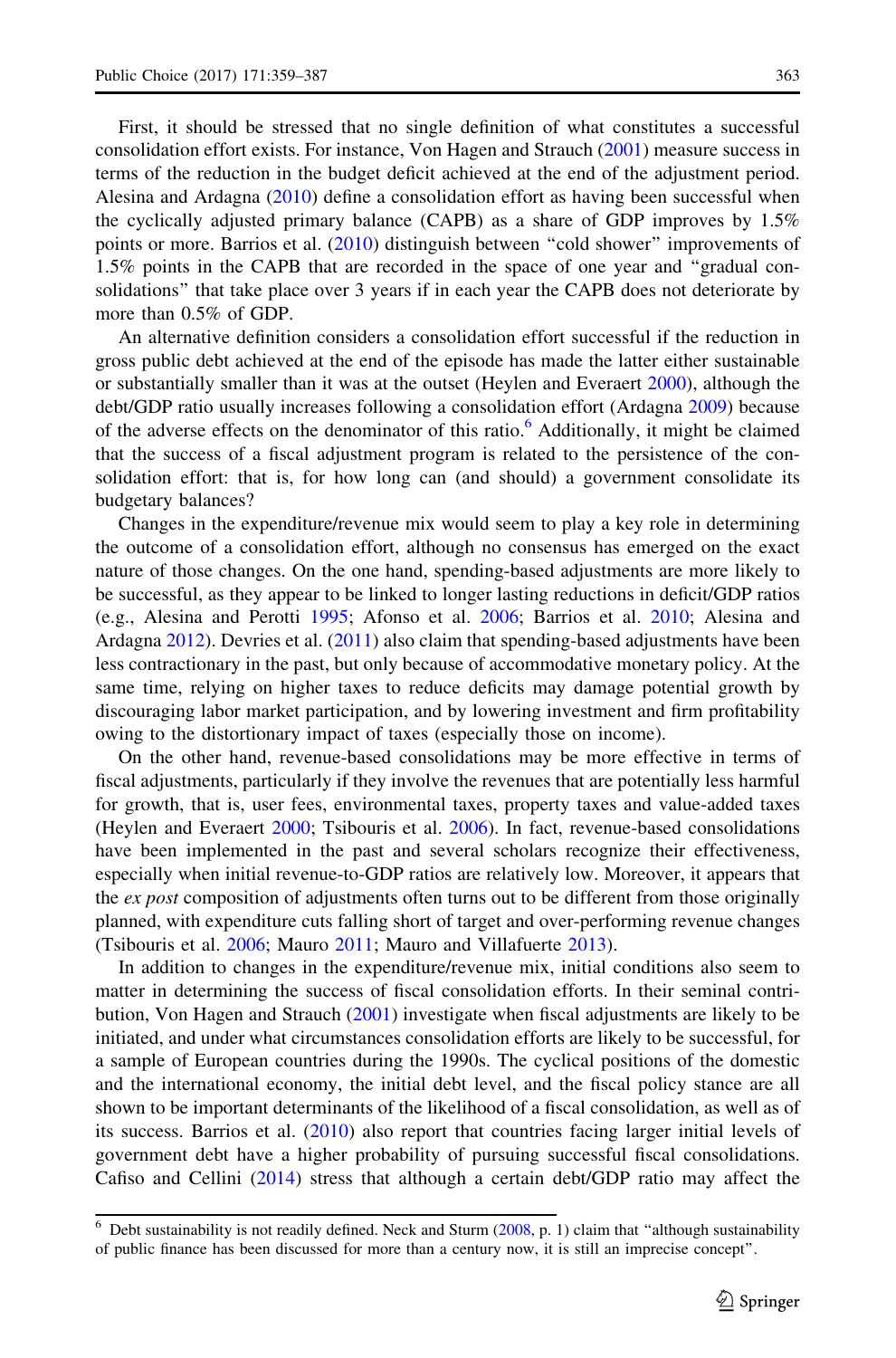First, it should be stressed that no single definition of what constitutes a successful consolidation effort exists. For instance, Von Hagen and Strauch (2001) measure success in terms of the reduction in the budget deficit achieved at the end of the adjustment period. Alesina and Ardagna (2010) define a consolidation effort as having been successful when the cyclically adjusted primary balance (CAPB) as a share of GDP improves by 1.5% points or more. Barrios et al. (2010) distinguish between "cold shower" improvements of 1.5% points in the CAPB that are recorded in the space of one year and "gradual consolidations" that take place over 3 years if in each year the CAPB does not deteriorate by more than 0.5% of GDP.

An alternative definition considers a consolidation effort successful if the reduction in gross public debt achieved at the end of the episode has made the latter either sustainable or substantially smaller than it was at the outset (Heylen and Everaert 2000), although the debt/GDP ratio usually increases following a consolidation effort (Ardagna 2009) because of the adverse effects on the denominator of this ratio.[6] Additionally, it might be claimed that the success of a fiscal adjustment program is related to the persistence of the consolidation effort: that is, for how long can (and should) a government consolidate its budgetary balances?

Changes in the expenditure/revenue mix would seem to play a key role in determining the outcome of a consolidation effort, although no consensus has emerged on the exact nature of those changes. On the one hand, spending-based adjustments are more likely to be successful, as they appear to be linked to longer lasting reductions in deficit/GDP ratios (e.g., Alesina and Perotti 1995; Afonso et al. 2006; Barrios et al. 2010; Alesina and Ardagna 2012). Devries et al. (2011) also claim that spending-based adjustments have been less contractionary in the past, but only because of accommodative monetary policy. At the same time, relying on higher taxes to reduce deficits may damage potential growth by discouraging labor market participation, and by lowering investment and firm profitability owing to the distortionary impact of taxes (especially those on income).

On the other hand, revenue-based consolidations may be more effective in terms of fiscal adjustments, particularly if they involve the revenues that are potentially less harmful for growth, that is, user fees, environmental taxes, property taxes and value-added taxes (Heylen and Everaert 2000; Tsibouris et al. 2006). In fact, revenue-based consolidations have been implemented in the past and several scholars recognize their effectiveness, especially when initial revenue-to-GDP ratios are relatively low. Moreover, it appears that the *ex post* composition of adjustments often turns out to be different from those originally planned, with expenditure cuts falling short of target and over-performing revenue changes (Tsibouris et al. 2006; Mauro 2011; Mauro and Villafuerte 2013).

In addition to changes in the expenditure/revenue mix, initial conditions also seem to matter in determining the success of fiscal consolidation efforts. In their seminal contribution, Von Hagen and Strauch (2001) investigate when fiscal adjustments are likely to be initiated, and under what circumstances consolidation efforts are likely to be successful, for a sample of European countries during the 1990s. The cyclical positions of the domestic and the international economy, the initial debt level, and the fiscal policy stance are all shown to be important determinants of the likelihood of a fiscal consolidation, as well as of its success. Barrios et al. (2010) also report that countries facing larger initial levels of government debt have a higher probability of pursuing successful fiscal consolidations. Cafiso and Cellini (2014) stress that although a certain debt/GDP ratio may affect the

[6] Debt sustainability is not readily defined. Neck and Sturm (2008, p. 1) claim that "although sustainability of public finance has been discussed for more than a century now, it is still an imprecise concept".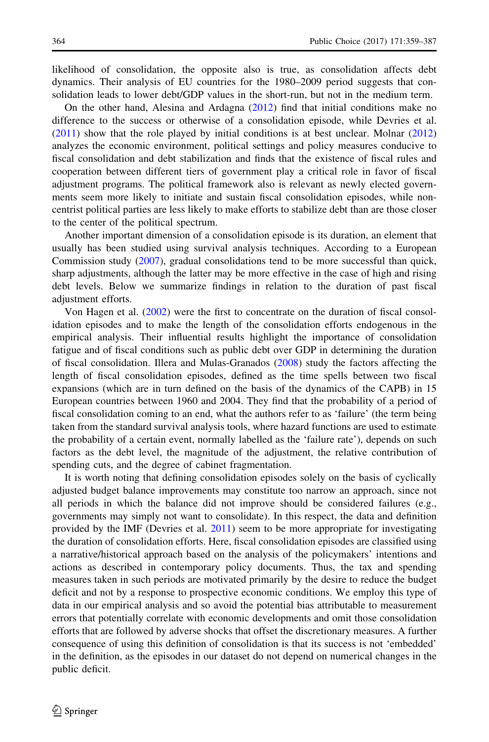likelihood of consolidation, the opposite also is true, as consolidation affects debt dynamics. Their analysis of EU countries for the 1980–2009 period suggests that consolidation leads to lower debt/GDP values in the short-run, but not in the medium term.

On the other hand, Alesina and Ardagna (2012) find that initial conditions make no difference to the success or otherwise of a consolidation episode, while Devries et al. (2011) show that the role played by initial conditions is at best unclear. Molnar (2012) analyzes the economic environment, political settings and policy measures conducive to fiscal consolidation and debt stabilization and finds that the existence of fiscal rules and cooperation between different tiers of government play a critical role in favor of fiscal adjustment programs. The political framework also is relevant as newly elected governments seem more likely to initiate and sustain fiscal consolidation episodes, while non-centrist political parties are less likely to make efforts to stabilize debt than are those closer to the center of the political spectrum.

Another important dimension of a consolidation episode is its duration, an element that usually has been studied using survival analysis techniques. According to a European Commission study (2007), gradual consolidations tend to be more successful than quick, sharp adjustments, although the latter may be more effective in the case of high and rising debt levels. Below we summarize findings in relation to the duration of past fiscal adjustment efforts.

Von Hagen et al. (2002) were the first to concentrate on the duration of fiscal consolidation episodes and to make the length of the consolidation efforts endogenous in the empirical analysis. Their influential results highlight the importance of consolidation fatigue and of fiscal conditions such as public debt over GDP in determining the duration of fiscal consolidation. Illera and Mulas-Granados (2008) study the factors affecting the length of fiscal consolidation episodes, defined as the time spells between two fiscal expansions (which are in turn defined on the basis of the dynamics of the CAPB) in 15 European countries between 1960 and 2004. They find that the probability of a period of fiscal consolidation coming to an end, what the authors refer to as 'failure' (the term being taken from the standard survival analysis tools, where hazard functions are used to estimate the probability of a certain event, normally labelled as the 'failure rate'), depends on such factors as the debt level, the magnitude of the adjustment, the relative contribution of spending cuts, and the degree of cabinet fragmentation.

It is worth noting that defining consolidation episodes solely on the basis of cyclically adjusted budget balance improvements may constitute too narrow an approach, since not all periods in which the balance did not improve should be considered failures (e.g., governments may simply not want to consolidate). In this respect, the data and definition provided by the IMF (Devries et al. 2011) seem to be more appropriate for investigating the duration of consolidation efforts. Here, fiscal consolidation episodes are classified using a narrative/historical approach based on the analysis of the policymakers' intentions and actions as described in contemporary policy documents. Thus, the tax and spending measures taken in such periods are motivated primarily by the desire to reduce the budget deficit and not by a response to prospective economic conditions. We employ this type of data in our empirical analysis and so avoid the potential bias attributable to measurement errors that potentially correlate with economic developments and omit those consolidation efforts that are followed by adverse shocks that offset the discretionary measures. A further consequence of using this definition of consolidation is that its success is not 'embedded' in the definition, as the episodes in our dataset do not depend on numerical changes in the public deficit.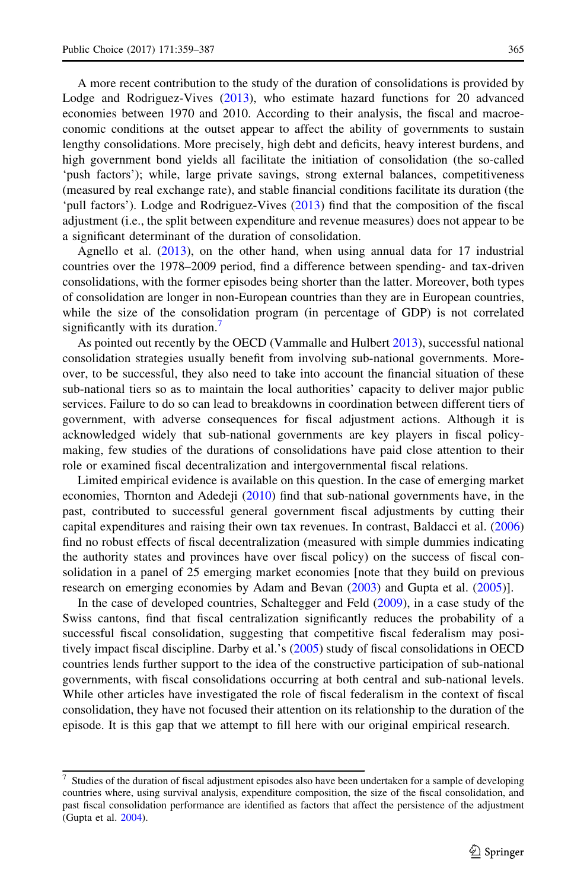A more recent contribution to the study of the duration of consolidations is provided by Lodge and Rodriguez-Vives (2013), who estimate hazard functions for 20 advanced economies between 1970 and 2010. According to their analysis, the fiscal and macroeconomic conditions at the outset appear to affect the ability of governments to sustain lengthy consolidations. More precisely, high debt and deficits, heavy interest burdens, and high government bond yields all facilitate the initiation of consolidation (the so-called 'push factors'); while, large private savings, strong external balances, competitiveness (measured by real exchange rate), and stable financial conditions facilitate its duration (the 'pull factors'). Lodge and Rodriguez-Vives (2013) find that the composition of the fiscal adjustment (i.e., the split between expenditure and revenue measures) does not appear to be a significant determinant of the duration of consolidation.

Agnello et al. (2013), on the other hand, when using annual data for 17 industrial countries over the 1978–2009 period, find a difference between spending- and tax-driven consolidations, with the former episodes being shorter than the latter. Moreover, both types of consolidation are longer in non-European countries than they are in European countries, while the size of the consolidation program (in percentage of GDP) is not correlated significantly with its duration.[7]

As pointed out recently by the OECD (Vammalle and Hulbert 2013), successful national consolidation strategies usually benefit from involving sub-national governments. Moreover, to be successful, they also need to take into account the financial situation of these sub-national tiers so as to maintain the local authorities' capacity to deliver major public services. Failure to do so can lead to breakdowns in coordination between different tiers of government, with adverse consequences for fiscal adjustment actions. Although it is acknowledged widely that sub-national governments are key players in fiscal policy-making, few studies of the durations of consolidations have paid close attention to their role or examined fiscal decentralization and intergovernmental fiscal relations.

Limited empirical evidence is available on this question. In the case of emerging market economies, Thornton and Adedeji (2010) find that sub-national governments have, in the past, contributed to successful general government fiscal adjustments by cutting their capital expenditures and raising their own tax revenues. In contrast, Baldacci et al. (2006) find no robust effects of fiscal decentralization (measured with simple dummies indicating the authority states and provinces have over fiscal policy) on the success of fiscal consolidation in a panel of 25 emerging market economies [note that they build on previous research on emerging economies by Adam and Bevan (2003) and Gupta et al. (2005)].

In the case of developed countries, Schaltegger and Feld (2009), in a case study of the Swiss cantons, find that fiscal centralization significantly reduces the probability of a successful fiscal consolidation, suggesting that competitive fiscal federalism may positively impact fiscal discipline. Darby et al.'s (2005) study of fiscal consolidations in OECD countries lends further support to the idea of the constructive participation of sub-national governments, with fiscal consolidations occurring at both central and sub-national levels. While other articles have investigated the role of fiscal federalism in the context of fiscal consolidation, they have not focused their attention on its relationship to the duration of the episode. It is this gap that we attempt to fill here with our original empirical research.

---

[7] Studies of the duration of fiscal adjustment episodes also have been undertaken for a sample of developing countries where, using survival analysis, expenditure composition, the size of the fiscal consolidation, and past fiscal consolidation performance are identified as factors that affect the persistence of the adjustment (Gupta et al. 2004).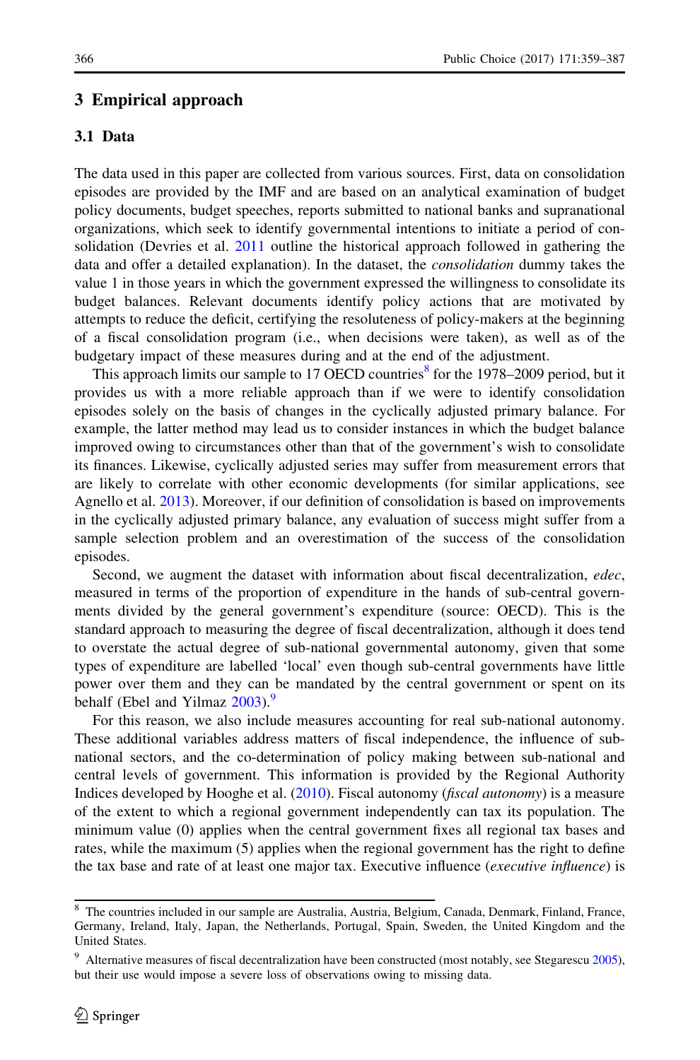## 3 Empirical approach

### 3.1 Data

The data used in this paper are collected from various sources. First, data on consolidation episodes are provided by the IMF and are based on an analytical examination of budget policy documents, budget speeches, reports submitted to national banks and supranational organizations, which seek to identify governmental intentions to initiate a period of consolidation (Devries et al. 2011 outline the historical approach followed in gathering the data and offer a detailed explanation). In the dataset, the *consolidation* dummy takes the value 1 in those years in which the government expressed the willingness to consolidate its budget balances. Relevant documents identify policy actions that are motivated by attempts to reduce the deficit, certifying the resoluteness of policy-makers at the beginning of a fiscal consolidation program (i.e., when decisions were taken), as well as of the budgetary impact of these measures during and at the end of the adjustment.

This approach limits our sample to 17 OECD countries[8] for the 1978–2009 period, but it provides us with a more reliable approach than if we were to identify consolidation episodes solely on the basis of changes in the cyclically adjusted primary balance. For example, the latter method may lead us to consider instances in which the budget balance improved owing to circumstances other than that of the government's wish to consolidate its finances. Likewise, cyclically adjusted series may suffer from measurement errors that are likely to correlate with other economic developments (for similar applications, see Agnello et al. 2013). Moreover, if our definition of consolidation is based on improvements in the cyclically adjusted primary balance, any evaluation of success might suffer from a sample selection problem and an overestimation of the success of the consolidation episodes.

Second, we augment the dataset with information about fiscal decentralization, *edec*, measured in terms of the proportion of expenditure in the hands of sub-central governments divided by the general government's expenditure (source: OECD). This is the standard approach to measuring the degree of fiscal decentralization, although it does tend to overstate the actual degree of sub-national governmental autonomy, given that some types of expenditure are labelled 'local' even though sub-central governments have little power over them and they can be mandated by the central government or spent on its behalf (Ebel and Yilmaz 2003).[9]

For this reason, we also include measures accounting for real sub-national autonomy. These additional variables address matters of fiscal independence, the influence of sub-national sectors, and the co-determination of policy making between sub-national and central levels of government. This information is provided by the Regional Authority Indices developed by Hooghe et al. (2010). Fiscal autonomy (*fiscal autonomy*) is a measure of the extent to which a regional government independently can tax its population. The minimum value (0) applies when the central government fixes all regional tax bases and rates, while the maximum (5) applies when the regional government has the right to define the tax base and rate of at least one major tax. Executive influence (*executive influence*) is

---

[8] The countries included in our sample are Australia, Austria, Belgium, Canada, Denmark, Finland, France, Germany, Ireland, Italy, Japan, the Netherlands, Portugal, Spain, Sweden, the United Kingdom and the United States.

[9] Alternative measures of fiscal decentralization have been constructed (most notably, see Stegarescu 2005), but their use would impose a severe loss of observations owing to missing data.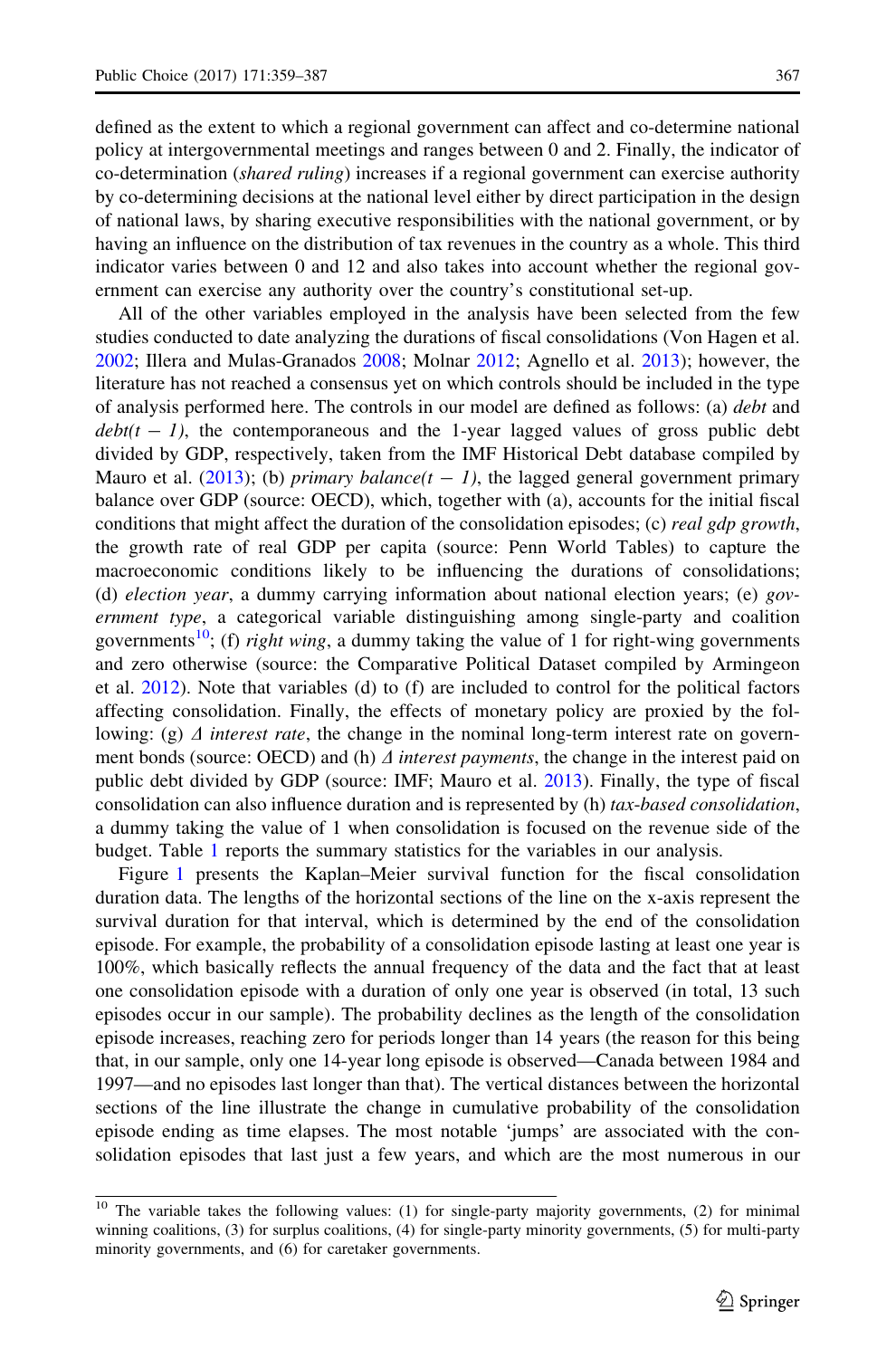defined as the extent to which a regional government can affect and co-determine national policy at intergovernmental meetings and ranges between 0 and 2. Finally, the indicator of co-determination (*shared ruling*) increases if a regional government can exercise authority by co-determining decisions at the national level either by direct participation in the design of national laws, by sharing executive responsibilities with the national government, or by having an influence on the distribution of tax revenues in the country as a whole. This third indicator varies between 0 and 12 and also takes into account whether the regional government can exercise any authority over the country's constitutional set-up.

All of the other variables employed in the analysis have been selected from the few studies conducted to date analyzing the durations of fiscal consolidations (Von Hagen et al. 2002; Illera and Mulas-Granados 2008; Molnar 2012; Agnello et al. 2013); however, the literature has not reached a consensus yet on which controls should be included in the type of analysis performed here. The controls in our model are defined as follows: (a) *debt* and *debt(t − 1)*, the contemporaneous and the 1-year lagged values of gross public debt divided by GDP, respectively, taken from the IMF Historical Debt database compiled by Mauro et al. (2013); (b) *primary balance(t − 1)*, the lagged general government primary balance over GDP (source: OECD), which, together with (a), accounts for the initial fiscal conditions that might affect the duration of the consolidation episodes; (c) *real gdp growth*, the growth rate of real GDP per capita (source: Penn World Tables) to capture the macroeconomic conditions likely to be influencing the durations of consolidations; (d) *election year*, a dummy carrying information about national election years; (e) *government type*, a categorical variable distinguishing among single-party and coalition governments[10]; (f) *right wing*, a dummy taking the value of 1 for right-wing governments and zero otherwise (source: the Comparative Political Dataset compiled by Armingeon et al. 2012). Note that variables (d) to (f) are included to control for the political factors affecting consolidation. Finally, the effects of monetary policy are proxied by the following: (g) *Δ interest rate*, the change in the nominal long-term interest rate on government bonds (source: OECD) and (h) *Δ interest payments*, the change in the interest paid on public debt divided by GDP (source: IMF; Mauro et al. 2013). Finally, the type of fiscal consolidation can also influence duration and is represented by (h) *tax-based consolidation*, a dummy taking the value of 1 when consolidation is focused on the revenue side of the budget. Table 1 reports the summary statistics for the variables in our analysis.

Figure 1 presents the Kaplan–Meier survival function for the fiscal consolidation duration data. The lengths of the horizontal sections of the line on the x-axis represent the survival duration for that interval, which is determined by the end of the consolidation episode. For example, the probability of a consolidation episode lasting at least one year is 100%, which basically reflects the annual frequency of the data and the fact that at least one consolidation episode with a duration of only one year is observed (in total, 13 such episodes occur in our sample). The probability declines as the length of the consolidation episode increases, reaching zero for periods longer than 14 years (the reason for this being that, in our sample, only one 14-year long episode is observed—Canada between 1984 and 1997—and no episodes last longer than that). The vertical distances between the horizontal sections of the line illustrate the change in cumulative probability of the consolidation episode ending as time elapses. The most notable 'jumps' are associated with the consolidation episodes that last just a few years, and which are the most numerous in our

[10] The variable takes the following values: (1) for single-party majority governments, (2) for minimal winning coalitions, (3) for surplus coalitions, (4) for single-party minority governments, (5) for multi-party minority governments, and (6) for caretaker governments.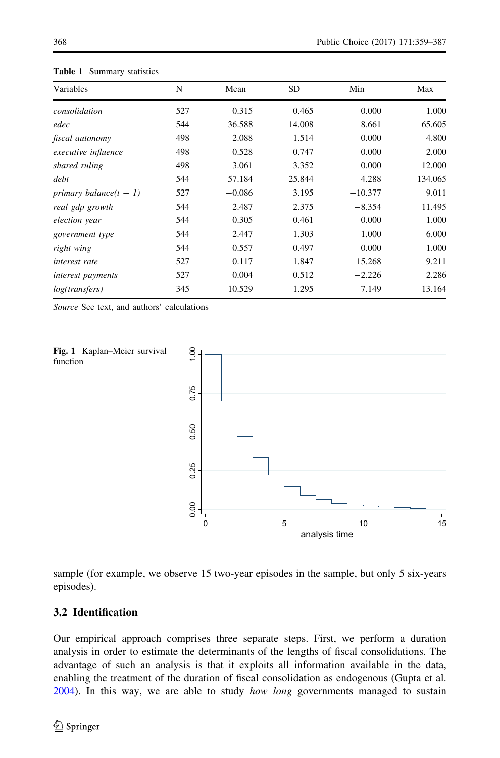**Table 1** Summary statistics

| Variables | N | Mean | SD | Min | Max |
|---|---|---|---|---|---|
| *consolidation* | 527 | 0.315 | 0.465 | 0.000 | 1.000 |
| *edec* | 544 | 36.588 | 14.008 | 8.661 | 65.605 |
| *fiscal autonomy* | 498 | 2.088 | 1.514 | 0.000 | 4.800 |
| *executive influence* | 498 | 0.528 | 0.747 | 0.000 | 2.000 |
| *shared ruling* | 498 | 3.061 | 3.352 | 0.000 | 12.000 |
| *debt* | 544 | 57.184 | 25.844 | 4.288 | 134.065 |
| *primary balance(t − 1)* | 527 | −0.086 | 3.195 | −10.377 | 9.011 |
| *real gdp growth* | 544 | 2.487 | 2.375 | −8.354 | 11.495 |
| *election year* | 544 | 0.305 | 0.461 | 0.000 | 1.000 |
| *government type* | 544 | 2.447 | 1.303 | 1.000 | 6.000 |
| *right wing* | 544 | 0.557 | 0.497 | 0.000 | 1.000 |
| *interest rate* | 527 | 0.117 | 1.847 | −15.268 | 9.211 |
| *interest payments* | 527 | 0.004 | 0.512 | −2.226 | 2.286 |
| *log(transfers)* | 345 | 10.529 | 1.295 | 7.149 | 13.164 |

*Source* See text, and authors' calculations

**Fig. 1** Kaplan–Meier survival function

sample (for example, we observe 15 two-year episodes in the sample, but only 5 six-years episodes).

### 3.2 Identification

Our empirical approach comprises three separate steps. First, we perform a duration analysis in order to estimate the determinants of the lengths of fiscal consolidations. The advantage of such an analysis is that it exploits all information available in the data, enabling the treatment of the duration of fiscal consolidation as endogenous (Gupta et al. 2004). In this way, we are able to study *how long* governments managed to sustain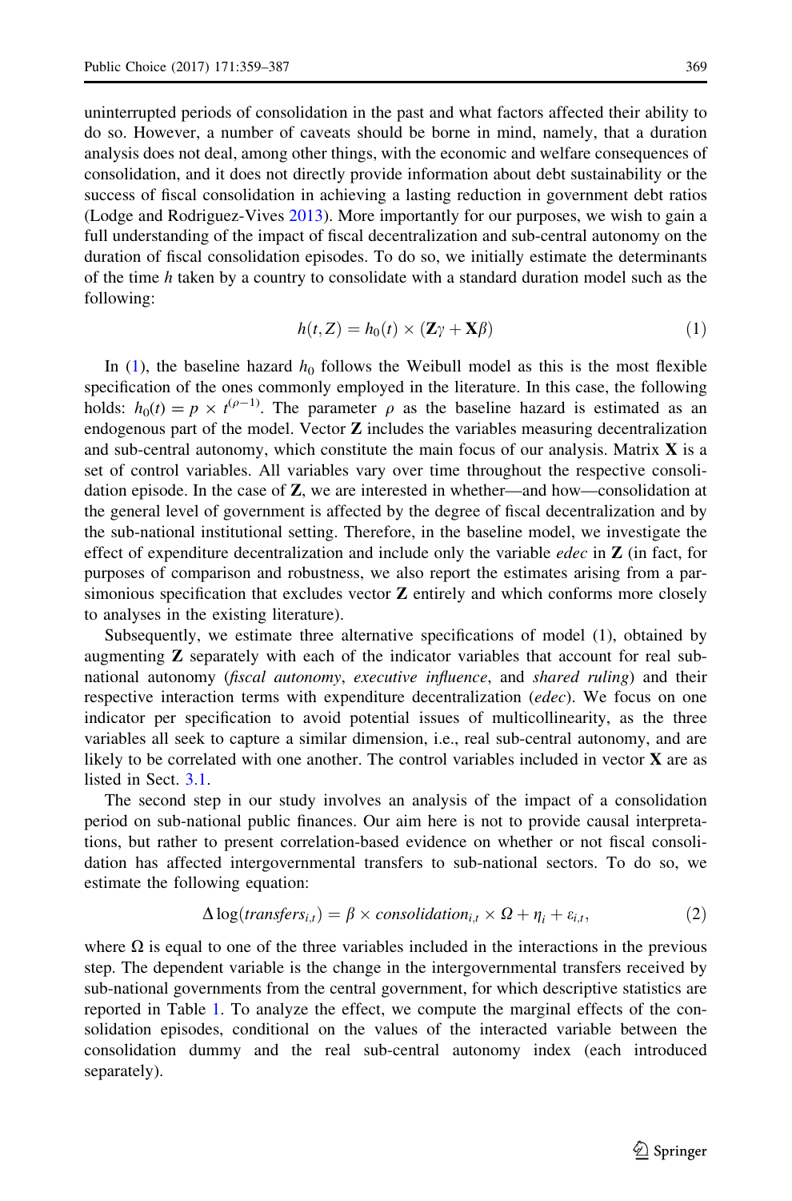uninterrupted periods of consolidation in the past and what factors affected their ability to do so. However, a number of caveats should be borne in mind, namely, that a duration analysis does not deal, among other things, with the economic and welfare consequences of consolidation, and it does not directly provide information about debt sustainability or the success of fiscal consolidation in achieving a lasting reduction in government debt ratios (Lodge and Rodriguez-Vives 2013). More importantly for our purposes, we wish to gain a full understanding of the impact of fiscal decentralization and sub-central autonomy on the duration of fiscal consolidation episodes. To do so, we initially estimate the determinants of the time $h$ taken by a country to consolidate with a standard duration model such as the following:

$$h(t, Z) = h_0(t) \times (\mathbf{Z}\gamma + \mathbf{X}\beta) \tag{1}$$

In (1), the baseline hazard $h_0$ follows the Weibull model as this is the most flexible specification of the ones commonly employed in the literature. In this case, the following holds: $h_0(t) = p \times t^{(\rho-1)}$. The parameter $\rho$ as the baseline hazard is estimated as an endogenous part of the model. Vector $\mathbf{Z}$ includes the variables measuring decentralization and sub-central autonomy, which constitute the main focus of our analysis. Matrix $\mathbf{X}$ is a set of control variables. All variables vary over time throughout the respective consolidation episode. In the case of $\mathbf{Z}$, we are interested in whether—and how—consolidation at the general level of government is affected by the degree of fiscal decentralization and by the sub-national institutional setting. Therefore, in the baseline model, we investigate the effect of expenditure decentralization and include only the variable *edec* in $\mathbf{Z}$ (in fact, for purposes of comparison and robustness, we also report the estimates arising from a parsimonious specification that excludes vector $\mathbf{Z}$ entirely and which conforms more closely to analyses in the existing literature).

Subsequently, we estimate three alternative specifications of model (1), obtained by augmenting $\mathbf{Z}$ separately with each of the indicator variables that account for real sub-national autonomy (*fiscal autonomy*, *executive influence*, and *shared ruling*) and their respective interaction terms with expenditure decentralization (*edec*). We focus on one indicator per specification to avoid potential issues of multicollinearity, as the three variables all seek to capture a similar dimension, i.e., real sub-central autonomy, and are likely to be correlated with one another. The control variables included in vector $\mathbf{X}$ are as listed in Sect. 3.1.

The second step in our study involves an analysis of the impact of a consolidation period on sub-national public finances. Our aim here is not to provide causal interpretations, but rather to present correlation-based evidence on whether or not fiscal consolidation has affected intergovernmental transfers to sub-national sectors. To do so, we estimate the following equation:

$$\Delta \log(\mathit{transfers}_{i,t}) = \beta \times \mathit{consolidation}_{i,t} \times \Omega + \eta_i + \varepsilon_{i,t}, \tag{2}$$

where $\Omega$ is equal to one of the three variables included in the interactions in the previous step. The dependent variable is the change in the intergovernmental transfers received by sub-national governments from the central government, for which descriptive statistics are reported in Table 1. To analyze the effect, we compute the marginal effects of the consolidation episodes, conditional on the values of the interacted variable between the consolidation dummy and the real sub-central autonomy index (each introduced separately).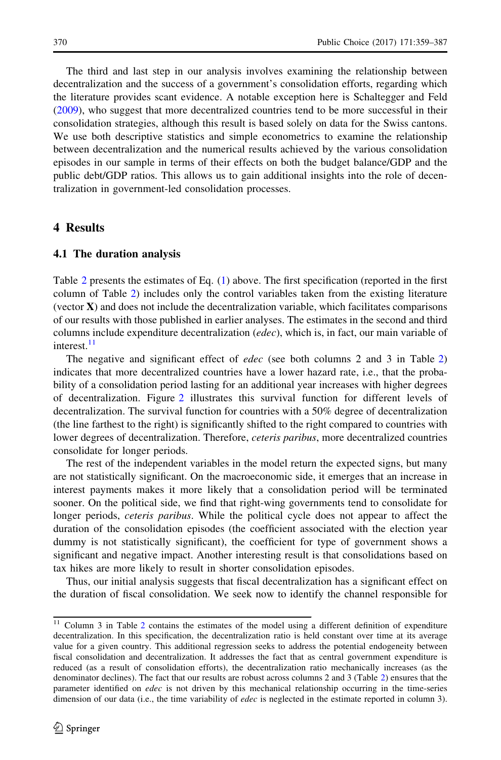The third and last step in our analysis involves examining the relationship between decentralization and the success of a government's consolidation efforts, regarding which the literature provides scant evidence. A notable exception here is Schaltegger and Feld (2009), who suggest that more decentralized countries tend to be more successful in their consolidation strategies, although this result is based solely on data for the Swiss cantons. We use both descriptive statistics and simple econometrics to examine the relationship between decentralization and the numerical results achieved by the various consolidation episodes in our sample in terms of their effects on both the budget balance/GDP and the public debt/GDP ratios. This allows us to gain additional insights into the role of decentralization in government-led consolidation processes.

## 4 Results

### 4.1 The duration analysis

Table 2 presents the estimates of Eq. (1) above. The first specification (reported in the first column of Table 2) includes only the control variables taken from the existing literature (vector **X**) and does not include the decentralization variable, which facilitates comparisons of our results with those published in earlier analyses. The estimates in the second and third columns include expenditure decentralization (*edec*), which is, in fact, our main variable of interest.[11]

The negative and significant effect of *edec* (see both columns 2 and 3 in Table 2) indicates that more decentralized countries have a lower hazard rate, i.e., that the probability of a consolidation period lasting for an additional year increases with higher degrees of decentralization. Figure 2 illustrates this survival function for different levels of decentralization. The survival function for countries with a 50% degree of decentralization (the line farthest to the right) is significantly shifted to the right compared to countries with lower degrees of decentralization. Therefore, *ceteris paribus*, more decentralized countries consolidate for longer periods.

The rest of the independent variables in the model return the expected signs, but many are not statistically significant. On the macroeconomic side, it emerges that an increase in interest payments makes it more likely that a consolidation period will be terminated sooner. On the political side, we find that right-wing governments tend to consolidate for longer periods, *ceteris paribus*. While the political cycle does not appear to affect the duration of the consolidation episodes (the coefficient associated with the election year dummy is not statistically significant), the coefficient for type of government shows a significant and negative impact. Another interesting result is that consolidations based on tax hikes are more likely to result in shorter consolidation episodes.

Thus, our initial analysis suggests that fiscal decentralization has a significant effect on the duration of fiscal consolidation. We seek now to identify the channel responsible for

[11] Column 3 in Table 2 contains the estimates of the model using a different definition of expenditure decentralization. In this specification, the decentralization ratio is held constant over time at its average value for a given country. This additional regression seeks to address the potential endogeneity between fiscal consolidation and decentralization. It addresses the fact that as central government expenditure is reduced (as a result of consolidation efforts), the decentralization ratio mechanically increases (as the denominator declines). The fact that our results are robust across columns 2 and 3 (Table 2) ensures that the parameter identified on *edec* is not driven by this mechanical relationship occurring in the time-series dimension of our data (i.e., the time variability of *edec* is neglected in the estimate reported in column 3).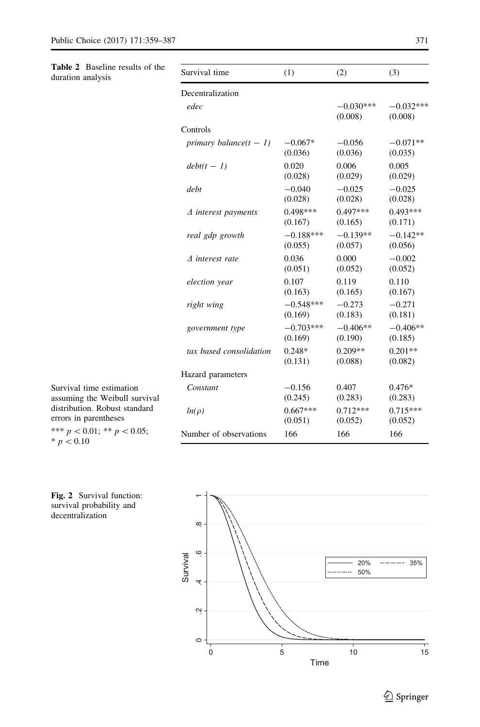**Table 2** Baseline results of the duration analysis

| Survival time | (1) | (2) | (3) |
|---|---|---|---|
| Decentralization | | | |
| *edec* | | −0.030*** | −0.032*** |
| | | (0.008) | (0.008) |
| Controls | | | |
| *primary balance(t − 1)* | −0.067* | −0.056 | −0.071** |
| | (0.036) | (0.036) | (0.035) |
| *debt(t − 1)* | 0.020 | 0.006 | 0.005 |
| | (0.028) | (0.029) | (0.029) |
| *debt* | −0.040 | −0.025 | −0.025 |
| | (0.028) | (0.028) | (0.028) |
| *Δ interest payments* | 0.498*** | 0.497*** | 0.493*** |
| | (0.167) | (0.165) | (0.171) |
| *real gdp growth* | −0.188*** | −0.139** | −0.142** |
| | (0.055) | (0.057) | (0.056) |
| *Δ interest rate* | 0.036 | 0.000 | −0.002 |
| | (0.051) | (0.052) | (0.052) |
| *election year* | 0.107 | 0.119 | 0.110 |
| | (0.163) | (0.165) | (0.167) |
| *right wing* | −0.548*** | −0.273 | −0.271 |
| | (0.169) | (0.183) | (0.181) |
| *government type* | −0.703*** | −0.406** | −0.406** |
| | (0.169) | (0.190) | (0.185) |
| *tax based consolidation* | 0.248* | 0.209** | 0.201** |
| | (0.131) | (0.088) | (0.082) |
| Hazard parameters | | | |
| *Constant* | −0.156 | 0.407 | 0.476* |
| | (0.245) | (0.283) | (0.283) |
| *ln(ρ)* | 0.667*** | 0.712*** | 0.715*** |
| | (0.051) | (0.052) | (0.052) |
| Number of observations | 166 | 166 | 166 |

Survival time estimation assuming the Weibull survival distribution. Robust standard errors in parentheses

*** $p < 0.01$; ** $p < 0.05$; * $p < 0.10$

**Fig. 2** Survival function: survival probability and decentralization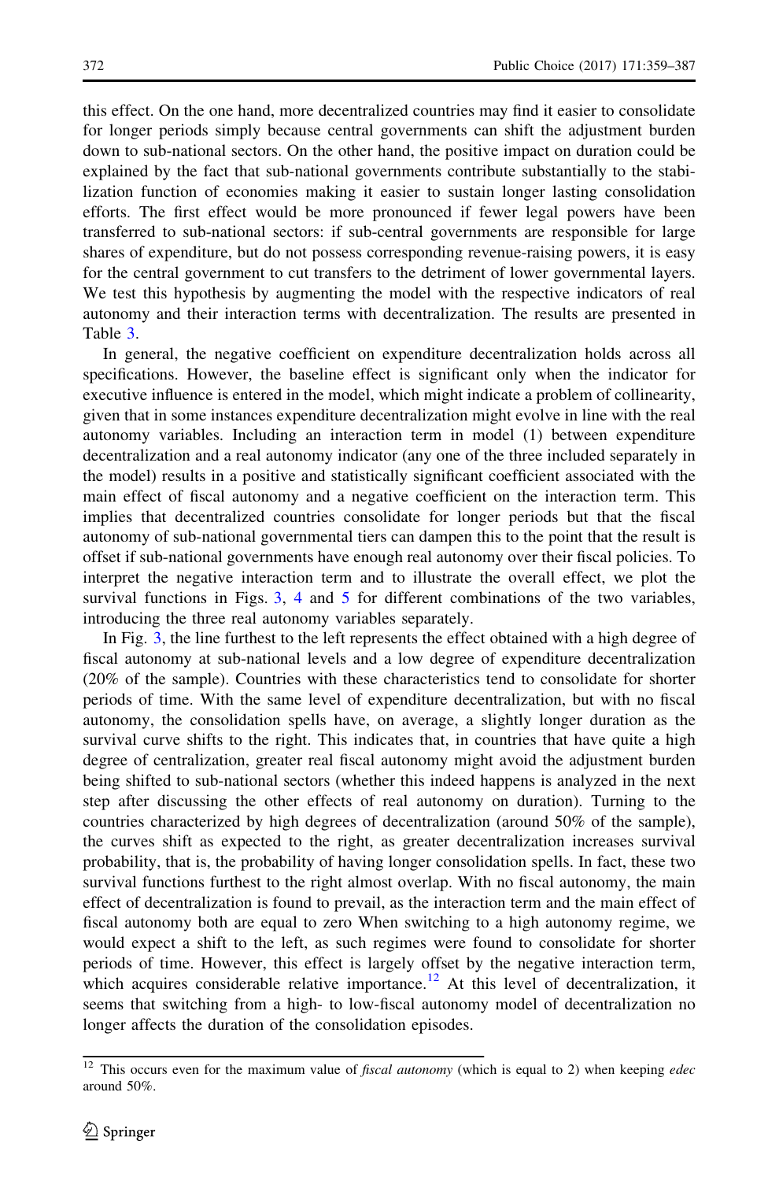this effect. On the one hand, more decentralized countries may find it easier to consolidate for longer periods simply because central governments can shift the adjustment burden down to sub-national sectors. On the other hand, the positive impact on duration could be explained by the fact that sub-national governments contribute substantially to the stabilization function of economies making it easier to sustain longer lasting consolidation efforts. The first effect would be more pronounced if fewer legal powers have been transferred to sub-national sectors: if sub-central governments are responsible for large shares of expenditure, but do not possess corresponding revenue-raising powers, it is easy for the central government to cut transfers to the detriment of lower governmental layers. We test this hypothesis by augmenting the model with the respective indicators of real autonomy and their interaction terms with decentralization. The results are presented in Table 3.

In general, the negative coefficient on expenditure decentralization holds across all specifications. However, the baseline effect is significant only when the indicator for executive influence is entered in the model, which might indicate a problem of collinearity, given that in some instances expenditure decentralization might evolve in line with the real autonomy variables. Including an interaction term in model (1) between expenditure decentralization and a real autonomy indicator (any one of the three included separately in the model) results in a positive and statistically significant coefficient associated with the main effect of fiscal autonomy and a negative coefficient on the interaction term. This implies that decentralized countries consolidate for longer periods but that the fiscal autonomy of sub-national governmental tiers can dampen this to the point that the result is offset if sub-national governments have enough real autonomy over their fiscal policies. To interpret the negative interaction term and to illustrate the overall effect, we plot the survival functions in Figs. 3, 4 and 5 for different combinations of the two variables, introducing the three real autonomy variables separately.

In Fig. 3, the line furthest to the left represents the effect obtained with a high degree of fiscal autonomy at sub-national levels and a low degree of expenditure decentralization (20% of the sample). Countries with these characteristics tend to consolidate for shorter periods of time. With the same level of expenditure decentralization, but with no fiscal autonomy, the consolidation spells have, on average, a slightly longer duration as the survival curve shifts to the right. This indicates that, in countries that have quite a high degree of centralization, greater real fiscal autonomy might avoid the adjustment burden being shifted to sub-national sectors (whether this indeed happens is analyzed in the next step after discussing the other effects of real autonomy on duration). Turning to the countries characterized by high degrees of decentralization (around 50% of the sample), the curves shift as expected to the right, as greater decentralization increases survival probability, that is, the probability of having longer consolidation spells. In fact, these two survival functions furthest to the right almost overlap. With no fiscal autonomy, the main effect of decentralization is found to prevail, as the interaction term and the main effect of fiscal autonomy both are equal to zero When switching to a high autonomy regime, we would expect a shift to the left, as such regimes were found to consolidate for shorter periods of time. However, this effect is largely offset by the negative interaction term, which acquires considerable relative importance.[12] At this level of decentralization, it seems that switching from a high- to low-fiscal autonomy model of decentralization no longer affects the duration of the consolidation episodes.

[12] This occurs even for the maximum value of *fiscal autonomy* (which is equal to 2) when keeping *edec* around 50%.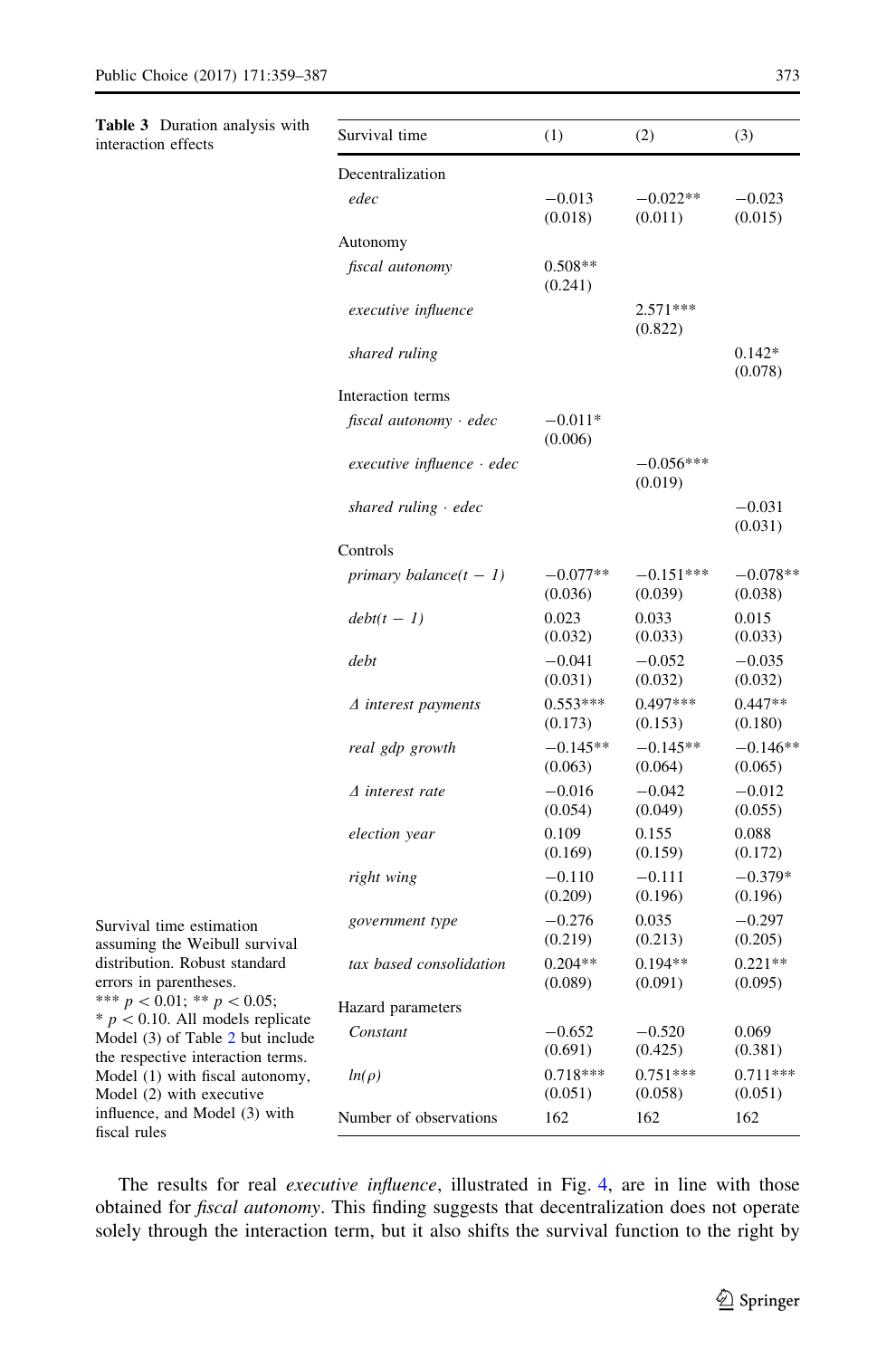**Table 3** Duration analysis with interaction effects

| Survival time | (1) | (2) | (3) |
|---|---|---|---|
| Decentralization | | | |
| *edec* | −0.013 | −0.022** | −0.023 |
| | (0.018) | (0.011) | (0.015) |
| Autonomy | | | |
| *fiscal autonomy* | 0.508** | | |
| | (0.241) | | |
| *executive influence* | | 2.571*** | |
| | | (0.822) | |
| *shared ruling* | | | 0.142* |
| | | | (0.078) |
| Interaction terms | | | |
| *fiscal autonomy · edec* | −0.011* | | |
| | (0.006) | | |
| *executive influence · edec* | | −0.056*** | |
| | | (0.019) | |
| *shared ruling · edec* | | | −0.031 |
| | | | (0.031) |
| Controls | | | |
| *primary balance(t − 1)* | −0.077** | −0.151*** | −0.078** |
| | (0.036) | (0.039) | (0.038) |
| *debt(t − 1)* | 0.023 | 0.033 | 0.015 |
| | (0.032) | (0.033) | (0.033) |
| *debt* | −0.041 | −0.052 | −0.035 |
| | (0.031) | (0.032) | (0.032) |
| *Δ interest payments* | 0.553*** | 0.497*** | 0.447** |
| | (0.173) | (0.153) | (0.180) |
| *real gdp growth* | −0.145** | −0.145** | −0.146** |
| | (0.063) | (0.064) | (0.065) |
| *Δ interest rate* | −0.016 | −0.042 | −0.012 |
| | (0.054) | (0.049) | (0.055) |
| *election year* | 0.109 | 0.155 | 0.088 |
| | (0.169) | (0.159) | (0.172) |
| *right wing* | −0.110 | −0.111 | −0.379* |
| | (0.209) | (0.196) | (0.196) |
| *government type* | −0.276 | 0.035 | −0.297 |
| | (0.219) | (0.213) | (0.205) |
| *tax based consolidation* | 0.204** | 0.194** | 0.221** |
| | (0.089) | (0.091) | (0.095) |
| Hazard parameters | | | |
| *Constant* | −0.652 | −0.520 | 0.069 |
| | (0.691) | (0.425) | (0.381) |
| *ln(ρ)* | 0.718*** | 0.751*** | 0.711*** |
| | (0.051) | (0.058) | (0.051) |
| Number of observations | 162 | 162 | 162 |

Survival time estimation assuming the Weibull survival distribution. Robust standard errors in parentheses. *** $p < 0.01$; ** $p < 0.05$; * $p < 0.10$. All models replicate Model (3) of Table 2 but include the respective interaction terms. Model (1) with fiscal autonomy, Model (2) with executive influence, and Model (3) with fiscal rules

The results for real *executive influence*, illustrated in Fig. 4, are in line with those obtained for *fiscal autonomy*. This finding suggests that decentralization does not operate solely through the interaction term, but it also shifts the survival function to the right by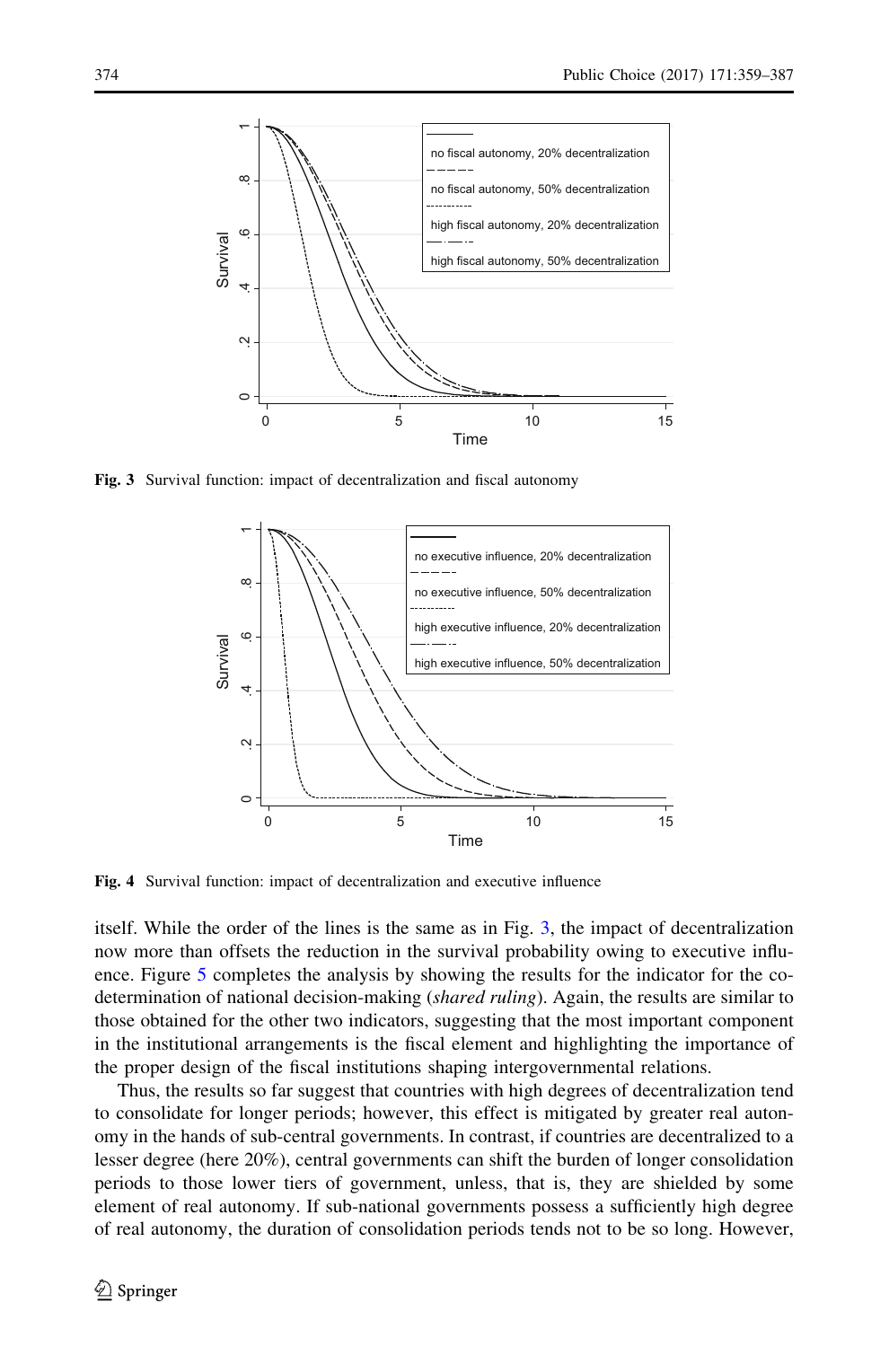Fig. 3 Survival function: impact of decentralization and fiscal autonomy

Fig. 4 Survival function: impact of decentralization and executive influence

itself. While the order of the lines is the same as in Fig. 3, the impact of decentralization now more than offsets the reduction in the survival probability owing to executive influence. Figure 5 completes the analysis by showing the results for the indicator for the co-determination of national decision-making (*shared ruling*). Again, the results are similar to those obtained for the other two indicators, suggesting that the most important component in the institutional arrangements is the fiscal element and highlighting the importance of the proper design of the fiscal institutions shaping intergovernmental relations.

Thus, the results so far suggest that countries with high degrees of decentralization tend to consolidate for longer periods; however, this effect is mitigated by greater real autonomy in the hands of sub-central governments. In contrast, if countries are decentralized to a lesser degree (here 20%), central governments can shift the burden of longer consolidation periods to those lower tiers of government, unless, that is, they are shielded by some element of real autonomy. If sub-national governments possess a sufficiently high degree of real autonomy, the duration of consolidation periods tends not to be so long. However,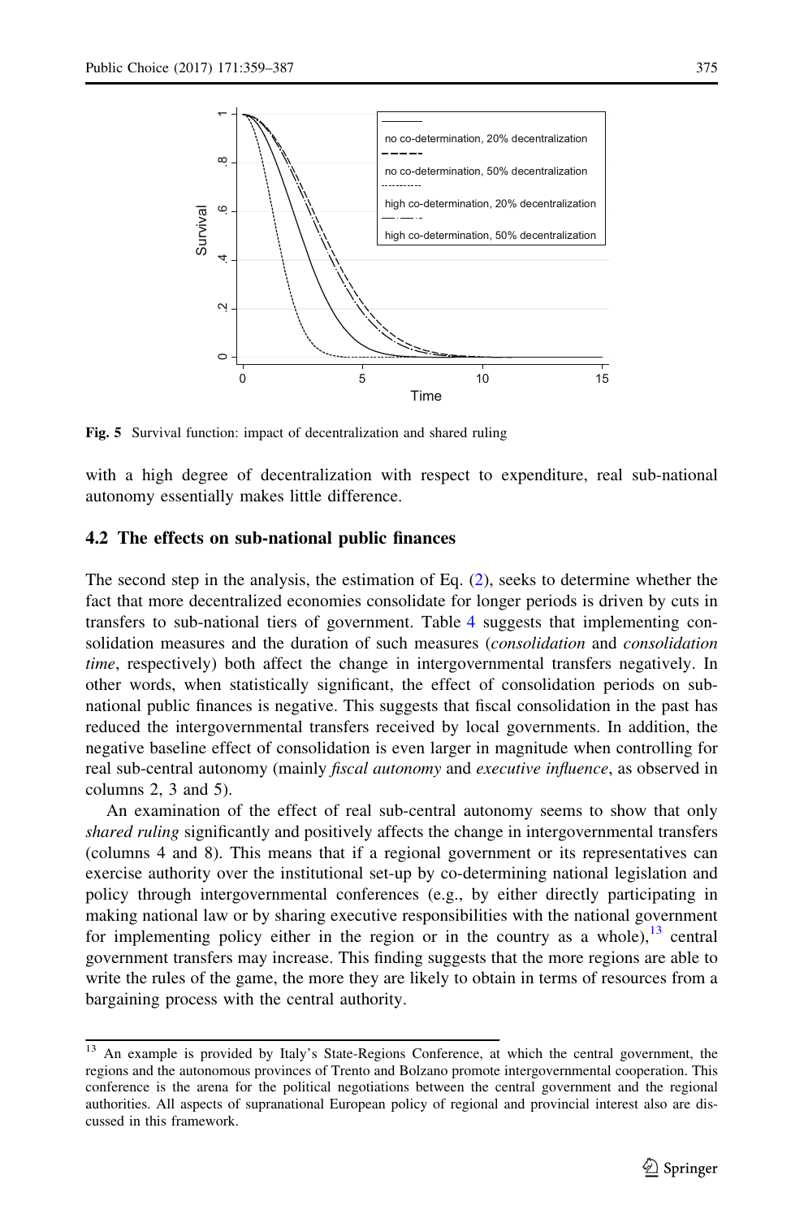Fig. 5 Survival function: impact of decentralization and shared ruling

with a high degree of decentralization with respect to expenditure, real sub-national autonomy essentially makes little difference.

### 4.2 The effects on sub-national public finances

The second step in the analysis, the estimation of Eq. (2), seeks to determine whether the fact that more decentralized economies consolidate for longer periods is driven by cuts in transfers to sub-national tiers of government. Table 4 suggests that implementing consolidation measures and the duration of such measures (*consolidation* and *consolidation time*, respectively) both affect the change in intergovernmental transfers negatively. In other words, when statistically significant, the effect of consolidation periods on sub-national public finances is negative. This suggests that fiscal consolidation in the past has reduced the intergovernmental transfers received by local governments. In addition, the negative baseline effect of consolidation is even larger in magnitude when controlling for real sub-central autonomy (mainly *fiscal autonomy* and *executive influence*, as observed in columns 2, 3 and 5).

An examination of the effect of real sub-central autonomy seems to show that only *shared ruling* significantly and positively affects the change in intergovernmental transfers (columns 4 and 8). This means that if a regional government or its representatives can exercise authority over the institutional set-up by co-determining national legislation and policy through intergovernmental conferences (e.g., by either directly participating in making national law or by sharing executive responsibilities with the national government for implementing policy either in the region or in the country as a whole),[13] central government transfers may increase. This finding suggests that the more regions are able to write the rules of the game, the more they are likely to obtain in terms of resources from a bargaining process with the central authority.

[13] An example is provided by Italy's State-Regions Conference, at which the central government, the regions and the autonomous provinces of Trento and Bolzano promote intergovernmental cooperation. This conference is the arena for the political negotiations between the central government and the regional authorities. All aspects of supranational European policy of regional and provincial interest also are discussed in this framework.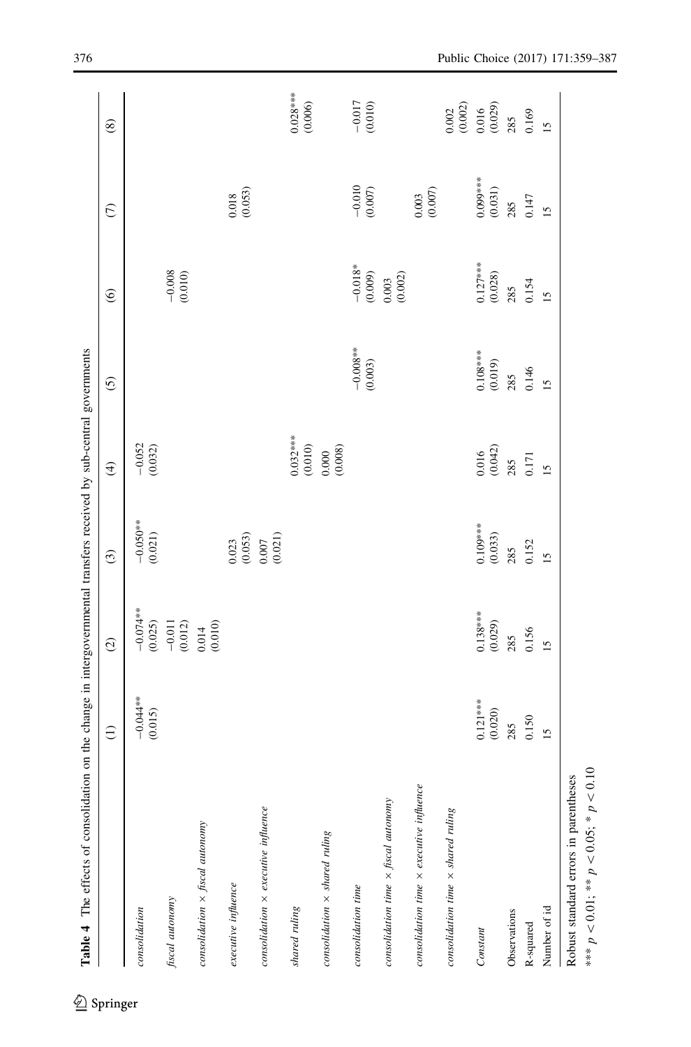**Table 4** The effects of consolidation on the change in intergovernmental transfers received by sub-central governments

| | (1) | (2) | (3) | (4) | (5) | (6) | (7) | (8) |
|---|---|---|---|---|---|---|---|---|
| *consolidation* | −0.044** (0.015) | −0.074** (0.025) | −0.050** (0.021) | −0.052 (0.032) | | | | |
| *fiscal autonomy* | | −0.011 (0.012) | | | | −0.008 (0.010) | | |
| *consolidation × fiscal autonomy* | | 0.014 (0.010) | | | | | | |
| *executive influence* | | | 0.023 (0.053) | | | | 0.018 (0.053) | |
| *consolidation × executive influence* | | | 0.007 (0.021) | | | | | |
| *shared ruling* | | | | 0.032*** (0.010) | | | | 0.028*** (0.006) |
| *consolidation × shared ruling* | | | | 0.000 (0.008) | | | | |
| *consolidation time* | | | | | −0.008*** (0.003) | −0.018* (0.009) | −0.010 (0.007) | −0.017 (0.010) |
| *consolidation time × fiscal autonomy* | | | | | | 0.003 (0.002) | | |
| *consolidation time × executive influence* | | | | | | | 0.003 (0.007) | |
| *consolidation time × shared ruling* | | | | | | | | 0.002 (0.002) |
| *Constant* | 0.121*** (0.020) | 0.138*** (0.029) | 0.109*** (0.033) | 0.016 (0.042) | 0.108*** (0.019) | 0.127*** (0.028) | 0.099*** (0.031) | 0.016 (0.029) |
| Observations | 285 | 285 | 285 | 285 | 285 | 285 | 285 | 285 |
| R-squared | 0.150 | 0.156 | 0.152 | 0.171 | 0.146 | 0.154 | 0.147 | 0.169 |
| Number of id | 15 | 15 | 15 | 15 | 15 | 15 | 15 | 15 |

Robust standard errors in parentheses

*** $p < 0.01$; ** $p < 0.05$; * $p < 0.10$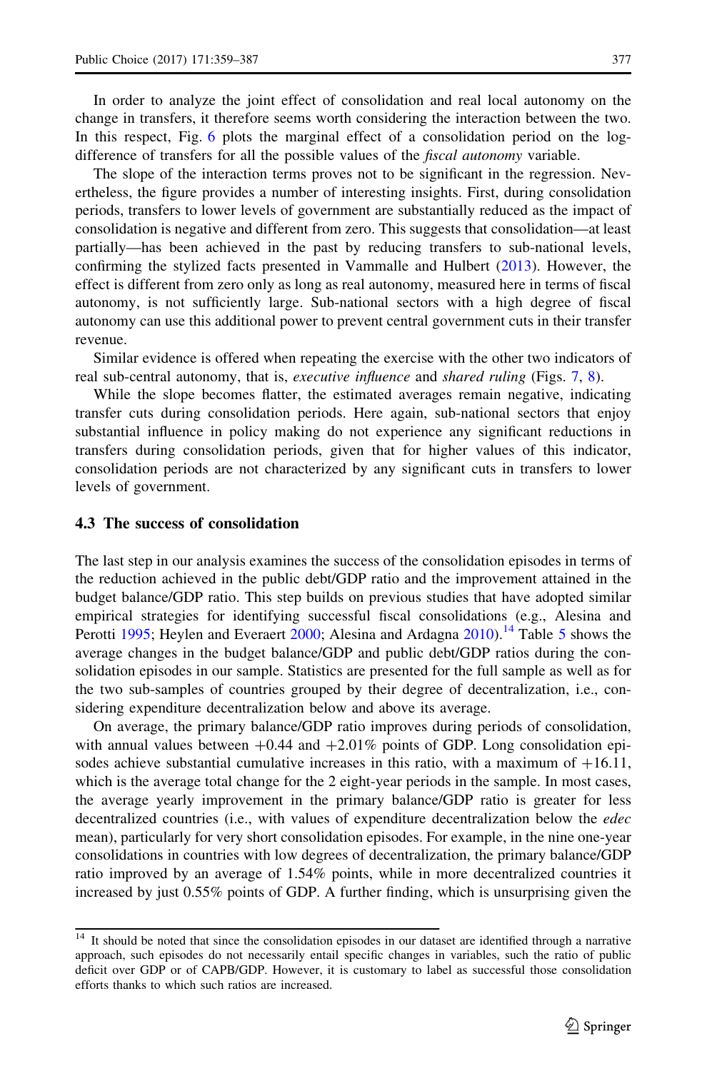In order to analyze the joint effect of consolidation and real local autonomy on the change in transfers, it therefore seems worth considering the interaction between the two. In this respect, Fig. 6 plots the marginal effect of a consolidation period on the log-difference of transfers for all the possible values of the *fiscal autonomy* variable.

The slope of the interaction terms proves not to be significant in the regression. Nevertheless, the figure provides a number of interesting insights. First, during consolidation periods, transfers to lower levels of government are substantially reduced as the impact of consolidation is negative and different from zero. This suggests that consolidation—at least partially—has been achieved in the past by reducing transfers to sub-national levels, confirming the stylized facts presented in Vammalle and Hulbert (2013). However, the effect is different from zero only as long as real autonomy, measured here in terms of fiscal autonomy, is not sufficiently large. Sub-national sectors with a high degree of fiscal autonomy can use this additional power to prevent central government cuts in their transfer revenue.

Similar evidence is offered when repeating the exercise with the other two indicators of real sub-central autonomy, that is, *executive influence* and *shared ruling* (Figs. 7, 8).

While the slope becomes flatter, the estimated averages remain negative, indicating transfer cuts during consolidation periods. Here again, sub-national sectors that enjoy substantial influence in policy making do not experience any significant reductions in transfers during consolidation periods, given that for higher values of this indicator, consolidation periods are not characterized by any significant cuts in transfers to lower levels of government.

### 4.3 The success of consolidation

The last step in our analysis examines the success of the consolidation episodes in terms of the reduction achieved in the public debt/GDP ratio and the improvement attained in the budget balance/GDP ratio. This step builds on previous studies that have adopted similar empirical strategies for identifying successful fiscal consolidations (e.g., Alesina and Perotti 1995; Heylen and Everaert 2000; Alesina and Ardagna 2010).[14] Table 5 shows the average changes in the budget balance/GDP and public debt/GDP ratios during the consolidation episodes in our sample. Statistics are presented for the full sample as well as for the two sub-samples of countries grouped by their degree of decentralization, i.e., considering expenditure decentralization below and above its average.

On average, the primary balance/GDP ratio improves during periods of consolidation, with annual values between +0.44 and +2.01% points of GDP. Long consolidation episodes achieve substantial cumulative increases in this ratio, with a maximum of +16.11, which is the average total change for the 2 eight-year periods in the sample. In most cases, the average yearly improvement in the primary balance/GDP ratio is greater for less decentralized countries (i.e., with values of expenditure decentralization below the *edec* mean), particularly for very short consolidation episodes. For example, in the nine one-year consolidations in countries with low degrees of decentralization, the primary balance/GDP ratio improved by an average of 1.54% points, while in more decentralized countries it increased by just 0.55% points of GDP. A further finding, which is unsurprising given the

---

[14] It should be noted that since the consolidation episodes in our dataset are identified through a narrative approach, such episodes do not necessarily entail specific changes in variables, such the ratio of public deficit over GDP or of CAPB/GDP. However, it is customary to label as successful those consolidation efforts thanks to which such ratios are increased.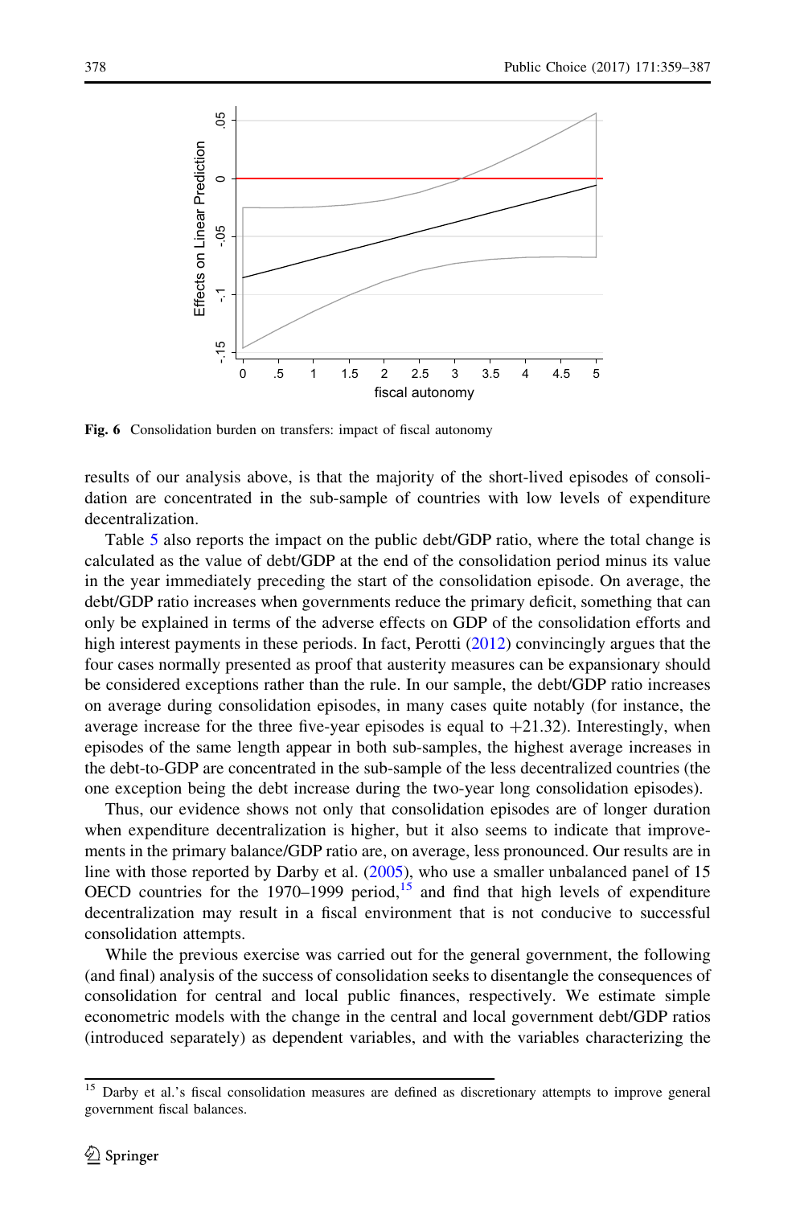Fig. 6 Consolidation burden on transfers: impact of fiscal autonomy

results of our analysis above, is that the majority of the short-lived episodes of consolidation are concentrated in the sub-sample of countries with low levels of expenditure decentralization.

Table 5 also reports the impact on the public debt/GDP ratio, where the total change is calculated as the value of debt/GDP at the end of the consolidation period minus its value in the year immediately preceding the start of the consolidation episode. On average, the debt/GDP ratio increases when governments reduce the primary deficit, something that can only be explained in terms of the adverse effects on GDP of the consolidation efforts and high interest payments in these periods. In fact, Perotti (2012) convincingly argues that the four cases normally presented as proof that austerity measures can be expansionary should be considered exceptions rather than the rule. In our sample, the debt/GDP ratio increases on average during consolidation episodes, in many cases quite notably (for instance, the average increase for the three five-year episodes is equal to +21.32). Interestingly, when episodes of the same length appear in both sub-samples, the highest average increases in the debt-to-GDP are concentrated in the sub-sample of the less decentralized countries (the one exception being the debt increase during the two-year long consolidation episodes).

Thus, our evidence shows not only that consolidation episodes are of longer duration when expenditure decentralization is higher, but it also seems to indicate that improvements in the primary balance/GDP ratio are, on average, less pronounced. Our results are in line with those reported by Darby et al. (2005), who use a smaller unbalanced panel of 15 OECD countries for the 1970–1999 period,[15] and find that high levels of expenditure decentralization may result in a fiscal environment that is not conducive to successful consolidation attempts.

While the previous exercise was carried out for the general government, the following (and final) analysis of the success of consolidation seeks to disentangle the consequences of consolidation for central and local public finances, respectively. We estimate simple econometric models with the change in the central and local government debt/GDP ratios (introduced separately) as dependent variables, and with the variables characterizing the

[15] Darby et al.'s fiscal consolidation measures are defined as discretionary attempts to improve general government fiscal balances.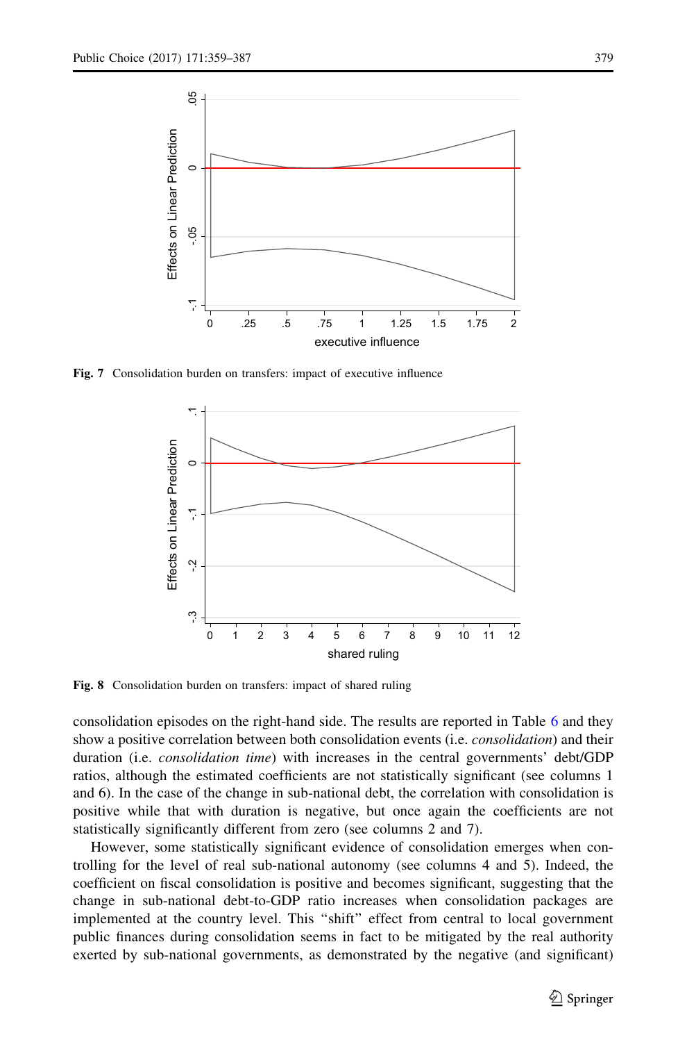Fig. 7 Consolidation burden on transfers: impact of executive influence

Fig. 8 Consolidation burden on transfers: impact of shared ruling

consolidation episodes on the right-hand side. The results are reported in Table 6 and they show a positive correlation between both consolidation events (i.e. *consolidation*) and their duration (i.e. *consolidation time*) with increases in the central governments' debt/GDP ratios, although the estimated coefficients are not statistically significant (see columns 1 and 6). In the case of the change in sub-national debt, the correlation with consolidation is positive while that with duration is negative, but once again the coefficients are not statistically significantly different from zero (see columns 2 and 7).

However, some statistically significant evidence of consolidation emerges when controlling for the level of real sub-national autonomy (see columns 4 and 5). Indeed, the coefficient on fiscal consolidation is positive and becomes significant, suggesting that the change in sub-national debt-to-GDP ratio increases when consolidation packages are implemented at the country level. This "shift" effect from central to local government public finances during consolidation seems in fact to be mitigated by the real authority exerted by sub-national governments, as demonstrated by the negative (and significant)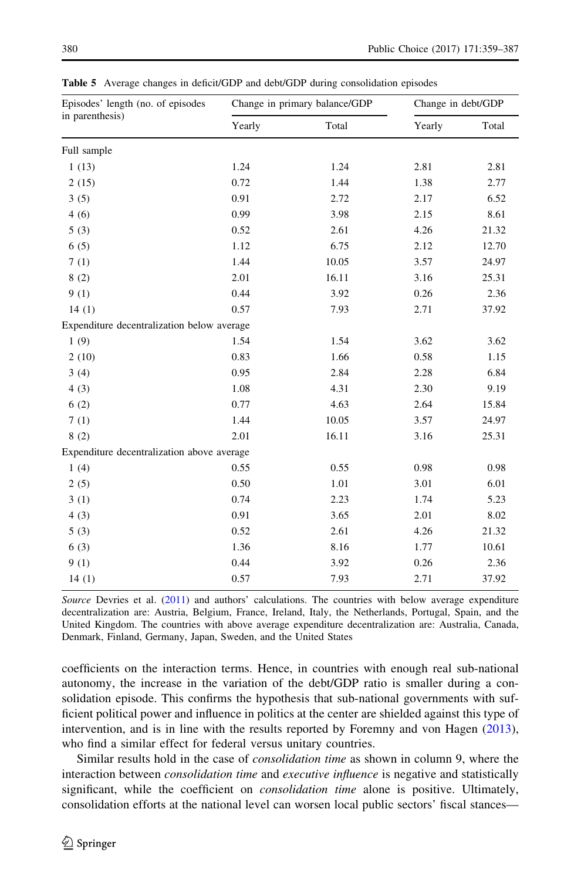**Table 5** Average changes in deficit/GDP and debt/GDP during consolidation episodes

| Episodes' length (no. of episodes in parenthesis) | Change in primary balance/GDP | | Change in debt/GDP | |
|---|---|---|---|---|
| | Yearly | Total | Yearly | Total |
| Full sample | | | | |
| 1 (13) | 1.24 | 1.24 | 2.81 | 2.81 |
| 2 (15) | 0.72 | 1.44 | 1.38 | 2.77 |
| 3 (5) | 0.91 | 2.72 | 2.17 | 6.52 |
| 4 (6) | 0.99 | 3.98 | 2.15 | 8.61 |
| 5 (3) | 0.52 | 2.61 | 4.26 | 21.32 |
| 6 (5) | 1.12 | 6.75 | 2.12 | 12.70 |
| 7 (1) | 1.44 | 10.05 | 3.57 | 24.97 |
| 8 (2) | 2.01 | 16.11 | 3.16 | 25.31 |
| 9 (1) | 0.44 | 3.92 | 0.26 | 2.36 |
| 14 (1) | 0.57 | 7.93 | 2.71 | 37.92 |
| Expenditure decentralization below average | | | | |
| 1 (9) | 1.54 | 1.54 | 3.62 | 3.62 |
| 2 (10) | 0.83 | 1.66 | 0.58 | 1.15 |
| 3 (4) | 0.95 | 2.84 | 2.28 | 6.84 |
| 4 (3) | 1.08 | 4.31 | 2.30 | 9.19 |
| 6 (2) | 0.77 | 4.63 | 2.64 | 15.84 |
| 7 (1) | 1.44 | 10.05 | 3.57 | 24.97 |
| 8 (2) | 2.01 | 16.11 | 3.16 | 25.31 |
| Expenditure decentralization above average | | | | |
| 1 (4) | 0.55 | 0.55 | 0.98 | 0.98 |
| 2 (5) | 0.50 | 1.01 | 3.01 | 6.01 |
| 3 (1) | 0.74 | 2.23 | 1.74 | 5.23 |
| 4 (3) | 0.91 | 3.65 | 2.01 | 8.02 |
| 5 (3) | 0.52 | 2.61 | 4.26 | 21.32 |
| 6 (3) | 1.36 | 8.16 | 1.77 | 10.61 |
| 9 (1) | 0.44 | 3.92 | 0.26 | 2.36 |
| 14 (1) | 0.57 | 7.93 | 2.71 | 37.92 |

*Source* Devries et al. (2011) and authors' calculations. The countries with below average expenditure decentralization are: Austria, Belgium, France, Ireland, Italy, the Netherlands, Portugal, Spain, and the United Kingdom. The countries with above average expenditure decentralization are: Australia, Canada, Denmark, Finland, Germany, Japan, Sweden, and the United States

coefficients on the interaction terms. Hence, in countries with enough real sub-national autonomy, the increase in the variation of the debt/GDP ratio is smaller during a consolidation episode. This confirms the hypothesis that sub-national governments with sufficient political power and influence in politics at the center are shielded against this type of intervention, and is in line with the results reported by Foremny and von Hagen (2013), who find a similar effect for federal versus unitary countries.

Similar results hold in the case of *consolidation time* as shown in column 9, where the interaction between *consolidation time* and *executive influence* is negative and statistically significant, while the coefficient on *consolidation time* alone is positive. Ultimately, consolidation efforts at the national level can worsen local public sectors' fiscal stances—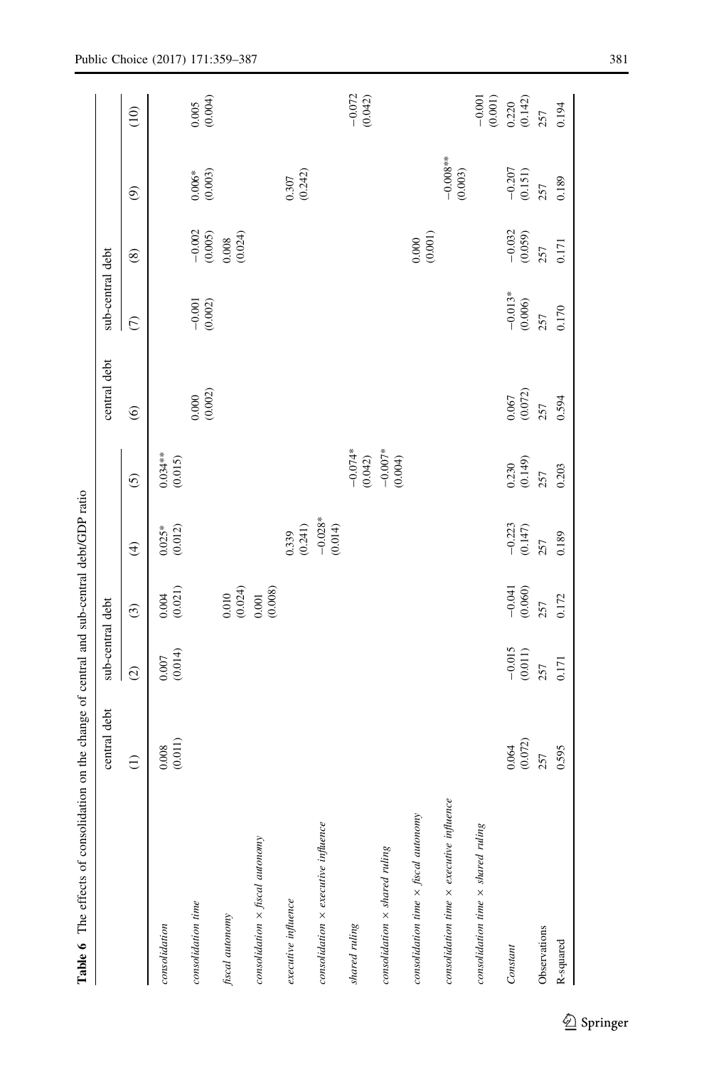Table 6 The effects of consolidation on the change of central and sub-central debt/GDP ratio

| | central debt | sub-central debt | | | | central debt | sub-central debt | | | |
|---|---|---|---|---|---|---|---|---|---|---|
| | (1) | (2) | (3) | (4) | (5) | (6) | (7) | (8) | (9) | (10) |
| *consolidation* | 0.008 (0.011) | 0.007 (0.014) | 0.004 (0.021) | 0.025* (0.012) | 0.034** (0.015) | | | | | |
| *consolidation time* | | | | | | 0.000 (0.002) | −0.001 (0.002) | −0.002 (0.005) | 0.006* (0.003) | 0.005 (0.004) |
| *fiscal autonomy* | | | 0.010 (0.024) | | | | | 0.008 (0.024) | | |
| *consolidation × fiscal autonomy* | | | 0.001 (0.008) | | | | | | | |
| *executive influence* | | | | 0.339 (0.241) | | | | | 0.307 (0.242) | |
| *consolidation × executive influence* | | | | −0.028* (0.014) | | | | | | |
| *shared ruling* | | | | | −0.074* (0.042) | | | | | −0.072 (0.042) |
| *consolidation × shared ruling* | | | | | −0.007* (0.004) | | | | | |
| *consolidation time × fiscal autonomy* | | | | | | | | 0.000 (0.001) | | |
| *consolidation time × executive influence* | | | | | | | | | −0.008** (0.003) | |
| *consolidation time × shared ruling* | | | | | | | | | | −0.001 (0.001) |
| Constant | 0.064 (0.072) | −0.015 (0.011) | −0.041 (0.060) | −0.223 (0.147) | 0.230 (0.149) | 0.067 (0.072) | −0.013* (0.006) | −0.032 (0.059) | −0.207 (0.151) | 0.220 (0.142) |
| Observations | 257 | 257 | 257 | 257 | 257 | 257 | 257 | 257 | 257 | 257 |
| R-squared | 0.595 | 0.171 | 0.172 | 0.189 | 0.203 | 0.594 | 0.170 | 0.171 | 0.189 | 0.194 |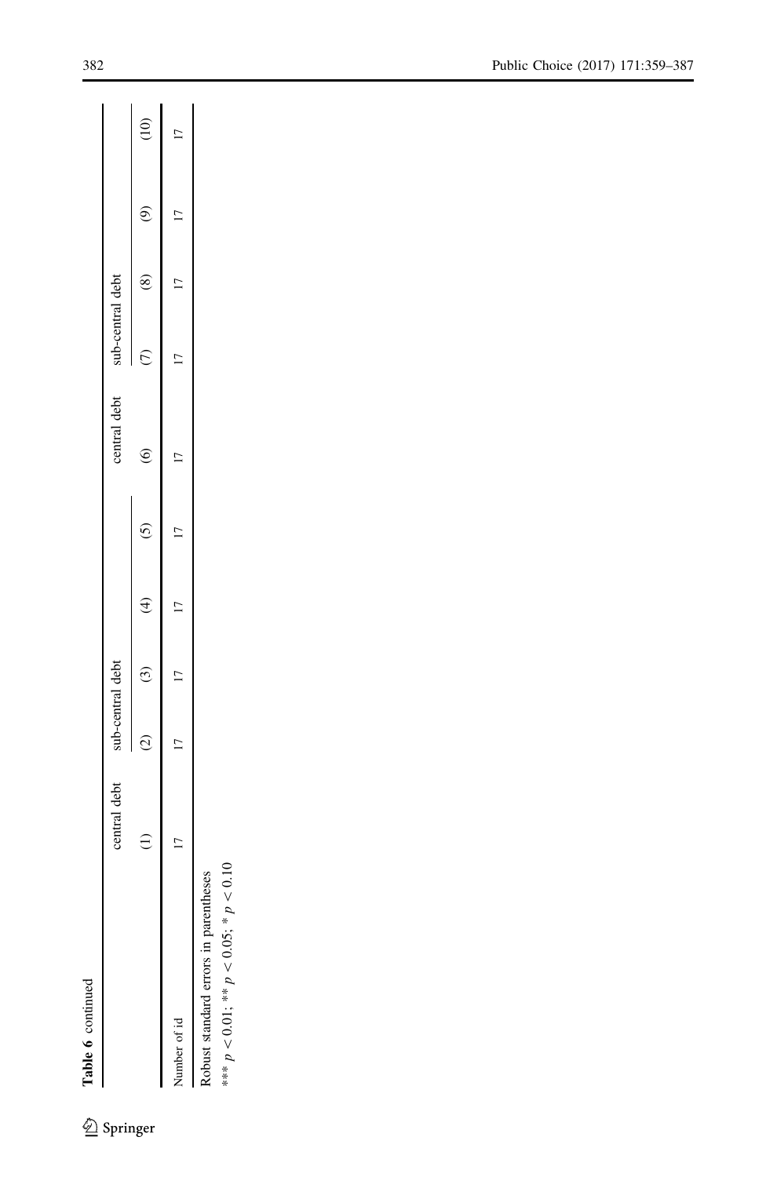**Table 6** continued

| | central debt | sub-central debt | | | | central debt | sub-central debt | | | |
|---|---|---|---|---|---|---|---|---|---|---|
| | (1) | (2) | (3) | (4) | (5) | (6) | (7) | (8) | (9) | (10) |
| Number of id | 17 | 17 | 17 | 17 | 17 | 17 | 17 | 17 | 17 | 17 |

Robust standard errors in parentheses

*** $p < 0.01$; ** $p < 0.05$; * $p < 0.10$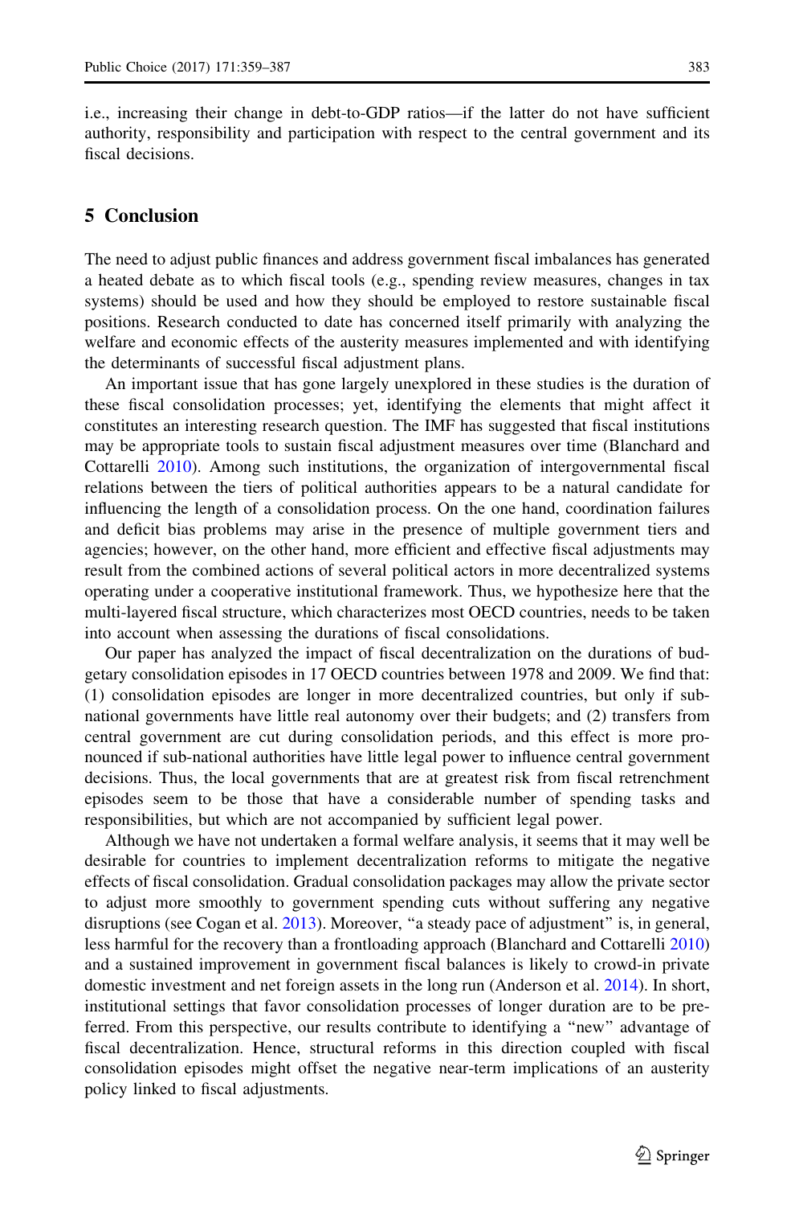i.e., increasing their change in debt-to-GDP ratios—if the latter do not have sufficient authority, responsibility and participation with respect to the central government and its fiscal decisions.

## 5 Conclusion

The need to adjust public finances and address government fiscal imbalances has generated a heated debate as to which fiscal tools (e.g., spending review measures, changes in tax systems) should be used and how they should be employed to restore sustainable fiscal positions. Research conducted to date has concerned itself primarily with analyzing the welfare and economic effects of the austerity measures implemented and with identifying the determinants of successful fiscal adjustment plans.

An important issue that has gone largely unexplored in these studies is the duration of these fiscal consolidation processes; yet, identifying the elements that might affect it constitutes an interesting research question. The IMF has suggested that fiscal institutions may be appropriate tools to sustain fiscal adjustment measures over time (Blanchard and Cottarelli 2010). Among such institutions, the organization of intergovernmental fiscal relations between the tiers of political authorities appears to be a natural candidate for influencing the length of a consolidation process. On the one hand, coordination failures and deficit bias problems may arise in the presence of multiple government tiers and agencies; however, on the other hand, more efficient and effective fiscal adjustments may result from the combined actions of several political actors in more decentralized systems operating under a cooperative institutional framework. Thus, we hypothesize here that the multi-layered fiscal structure, which characterizes most OECD countries, needs to be taken into account when assessing the durations of fiscal consolidations.

Our paper has analyzed the impact of fiscal decentralization on the durations of budgetary consolidation episodes in 17 OECD countries between 1978 and 2009. We find that: (1) consolidation episodes are longer in more decentralized countries, but only if sub-national governments have little real autonomy over their budgets; and (2) transfers from central government are cut during consolidation periods, and this effect is more pronounced if sub-national authorities have little legal power to influence central government decisions. Thus, the local governments that are at greatest risk from fiscal retrenchment episodes seem to be those that have a considerable number of spending tasks and responsibilities, but which are not accompanied by sufficient legal power.

Although we have not undertaken a formal welfare analysis, it seems that it may well be desirable for countries to implement decentralization reforms to mitigate the negative effects of fiscal consolidation. Gradual consolidation packages may allow the private sector to adjust more smoothly to government spending cuts without suffering any negative disruptions (see Cogan et al. 2013). Moreover, "a steady pace of adjustment" is, in general, less harmful for the recovery than a frontloading approach (Blanchard and Cottarelli 2010) and a sustained improvement in government fiscal balances is likely to crowd-in private domestic investment and net foreign assets in the long run (Anderson et al. 2014). In short, institutional settings that favor consolidation processes of longer duration are to be preferred. From this perspective, our results contribute to identifying a "new" advantage of fiscal decentralization. Hence, structural reforms in this direction coupled with fiscal consolidation episodes might offset the negative near-term implications of an austerity policy linked to fiscal adjustments.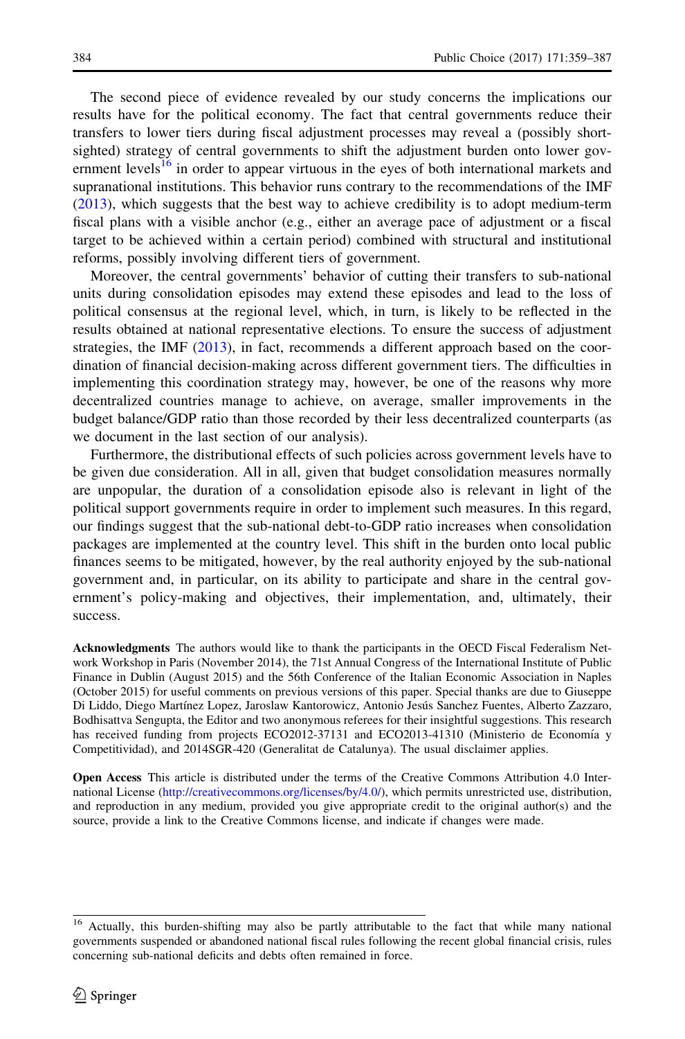The second piece of evidence revealed by our study concerns the implications our results have for the political economy. The fact that central governments reduce their transfers to lower tiers during fiscal adjustment processes may reveal a (possibly short-sighted) strategy of central governments to shift the adjustment burden onto lower government levels[16] in order to appear virtuous in the eyes of both international markets and supranational institutions. This behavior runs contrary to the recommendations of the IMF (2013), which suggests that the best way to achieve credibility is to adopt medium-term fiscal plans with a visible anchor (e.g., either an average pace of adjustment or a fiscal target to be achieved within a certain period) combined with structural and institutional reforms, possibly involving different tiers of government.

Moreover, the central governments' behavior of cutting their transfers to sub-national units during consolidation episodes may extend these episodes and lead to the loss of political consensus at the regional level, which, in turn, is likely to be reflected in the results obtained at national representative elections. To ensure the success of adjustment strategies, the IMF (2013), in fact, recommends a different approach based on the coordination of financial decision-making across different government tiers. The difficulties in implementing this coordination strategy may, however, be one of the reasons why more decentralized countries manage to achieve, on average, smaller improvements in the budget balance/GDP ratio than those recorded by their less decentralized counterparts (as we document in the last section of our analysis).

Furthermore, the distributional effects of such policies across government levels have to be given due consideration. All in all, given that budget consolidation measures normally are unpopular, the duration of a consolidation episode also is relevant in light of the political support governments require in order to implement such measures. In this regard, our findings suggest that the sub-national debt-to-GDP ratio increases when consolidation packages are implemented at the country level. This shift in the burden onto local public finances seems to be mitigated, however, by the real authority enjoyed by the sub-national government and, in particular, on its ability to participate and share in the central government's policy-making and objectives, their implementation, and, ultimately, their success.

**Acknowledgments** The authors would like to thank the participants in the OECD Fiscal Federalism Network Workshop in Paris (November 2014), the 71st Annual Congress of the International Institute of Public Finance in Dublin (August 2015) and the 56th Conference of the Italian Economic Association in Naples (October 2015) for useful comments on previous versions of this paper. Special thanks are due to Giuseppe Di Liddo, Diego Martínez Lopez, Jaroslaw Kantorowicz, Antonio Jesús Sanchez Fuentes, Alberto Zazzaro, Bodhisattva Sengupta, the Editor and two anonymous referees for their insightful suggestions. This research has received funding from projects ECO2012-37131 and ECO2013-41310 (Ministerio de Economía y Competitividad), and 2014SGR-420 (Generalitat de Catalunya). The usual disclaimer applies.

**Open Access** This article is distributed under the terms of the Creative Commons Attribution 4.0 International License (http://creativecommons.org/licenses/by/4.0/), which permits unrestricted use, distribution, and reproduction in any medium, provided you give appropriate credit to the original author(s) and the source, provide a link to the Creative Commons license, and indicate if changes were made.

[16] Actually, this burden-shifting may also be partly attributable to the fact that while many national governments suspended or abandoned national fiscal rules following the recent global financial crisis, rules concerning sub-national deficits and debts often remained in force.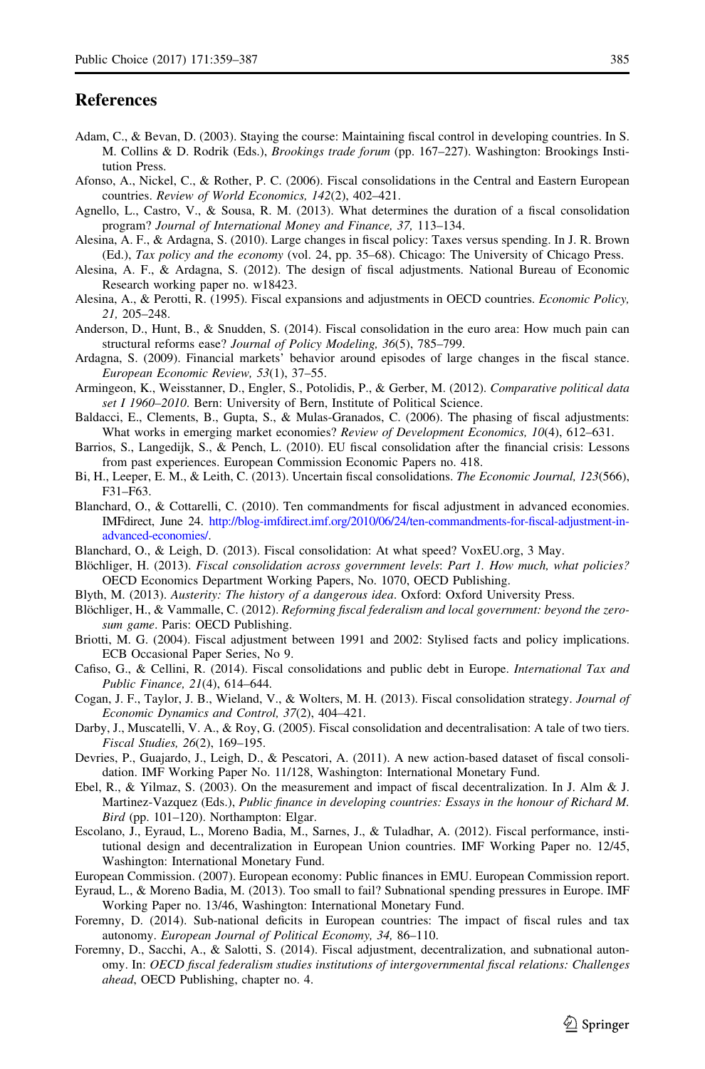## References

Adam, C., & Bevan, D. (2003). Staying the course: Maintaining fiscal control in developing countries. In S. M. Collins & D. Rodrik (Eds.), *Brookings trade forum* (pp. 167–227). Washington: Brookings Institution Press.

Afonso, A., Nickel, C., & Rother, P. C. (2006). Fiscal consolidations in the Central and Eastern European countries. *Review of World Economics, 142*(2), 402–421.

Agnello, L., Castro, V., & Sousa, R. M. (2013). What determines the duration of a fiscal consolidation program? *Journal of International Money and Finance, 37,* 113–134.

Alesina, A. F., & Ardagna, S. (2010). Large changes in fiscal policy: Taxes versus spending. In J. R. Brown (Ed.), *Tax policy and the economy* (vol. 24, pp. 35–68). Chicago: The University of Chicago Press.

Alesina, A. F., & Ardagna, S. (2012). The design of fiscal adjustments. National Bureau of Economic Research working paper no. w18423.

Alesina, A., & Perotti, R. (1995). Fiscal expansions and adjustments in OECD countries. *Economic Policy, 21,* 205–248.

Anderson, D., Hunt, B., & Snudden, S. (2014). Fiscal consolidation in the euro area: How much pain can structural reforms ease? *Journal of Policy Modeling, 36*(5), 785–799.

Ardagna, S. (2009). Financial markets' behavior around episodes of large changes in the fiscal stance. *European Economic Review, 53*(1), 37–55.

Armingeon, K., Weisstanner, D., Engler, S., Potolidis, P., & Gerber, M. (2012). *Comparative political data set I 1960–2010*. Bern: University of Bern, Institute of Political Science.

Baldacci, E., Clements, B., Gupta, S., & Mulas-Granados, C. (2006). The phasing of fiscal adjustments: What works in emerging market economies? *Review of Development Economics, 10*(4), 612–631.

Barrios, S., Langedijk, S., & Pench, L. (2010). EU fiscal consolidation after the financial crisis: Lessons from past experiences. European Commission Economic Papers no. 418.

Bi, H., Leeper, E. M., & Leith, C. (2013). Uncertain fiscal consolidations. *The Economic Journal, 123*(566), F31–F63.

Blanchard, O., & Cottarelli, C. (2010). Ten commandments for fiscal adjustment in advanced economies. IMFdirect, June 24. http://blog-imfdirect.imf.org/2010/06/24/ten-commandments-for-fiscal-adjustment-in-advanced-economies/.

Blanchard, O., & Leigh, D. (2013). Fiscal consolidation: At what speed? VoxEU.org, 3 May.

Blöchliger, H. (2013). *Fiscal consolidation across government levels*: *Part 1. How much, what policies?* OECD Economics Department Working Papers, No. 1070, OECD Publishing.

Blyth, M. (2013). *Austerity: The history of a dangerous idea*. Oxford: Oxford University Press.

Blöchliger, H., & Vammalle, C. (2012). *Reforming fiscal federalism and local government: beyond the zero-sum game*. Paris: OECD Publishing.

Briotti, M. G. (2004). Fiscal adjustment between 1991 and 2002: Stylised facts and policy implications. ECB Occasional Paper Series, No 9.

Cafiso, G., & Cellini, R. (2014). Fiscal consolidations and public debt in Europe. *International Tax and Public Finance, 21*(4), 614–644.

Cogan, J. F., Taylor, J. B., Wieland, V., & Wolters, M. H. (2013). Fiscal consolidation strategy. *Journal of Economic Dynamics and Control, 37*(2), 404–421.

Darby, J., Muscatelli, V. A., & Roy, G. (2005). Fiscal consolidation and decentralisation: A tale of two tiers. *Fiscal Studies, 26*(2), 169–195.

Devries, P., Guajardo, J., Leigh, D., & Pescatori, A. (2011). A new action-based dataset of fiscal consolidation. IMF Working Paper No. 11/128, Washington: International Monetary Fund.

Ebel, R., & Yilmaz, S. (2003). On the measurement and impact of fiscal decentralization. In J. Alm & J. Martinez-Vazquez (Eds.), *Public finance in developing countries: Essays in the honour of Richard M. Bird* (pp. 101–120). Northampton: Elgar.

Escolano, J., Eyraud, L., Moreno Badia, M., Sarnes, J., & Tuladhar, A. (2012). Fiscal performance, institutional design and decentralization in European Union countries. IMF Working Paper no. 12/45, Washington: International Monetary Fund.

European Commission. (2007). European economy: Public finances in EMU. European Commission report.

Eyraud, L., & Moreno Badia, M. (2013). Too small to fail? Subnational spending pressures in Europe. IMF Working Paper no. 13/46, Washington: International Monetary Fund.

Foremny, D. (2014). Sub-national deficits in European countries: The impact of fiscal rules and tax autonomy. *European Journal of Political Economy, 34,* 86–110.

Foremny, D., Sacchi, A., & Salotti, S. (2014). Fiscal adjustment, decentralization, and subnational autonomy. In: *OECD fiscal federalism studies institutions of intergovernmental fiscal relations: Challenges ahead*, OECD Publishing, chapter no. 4.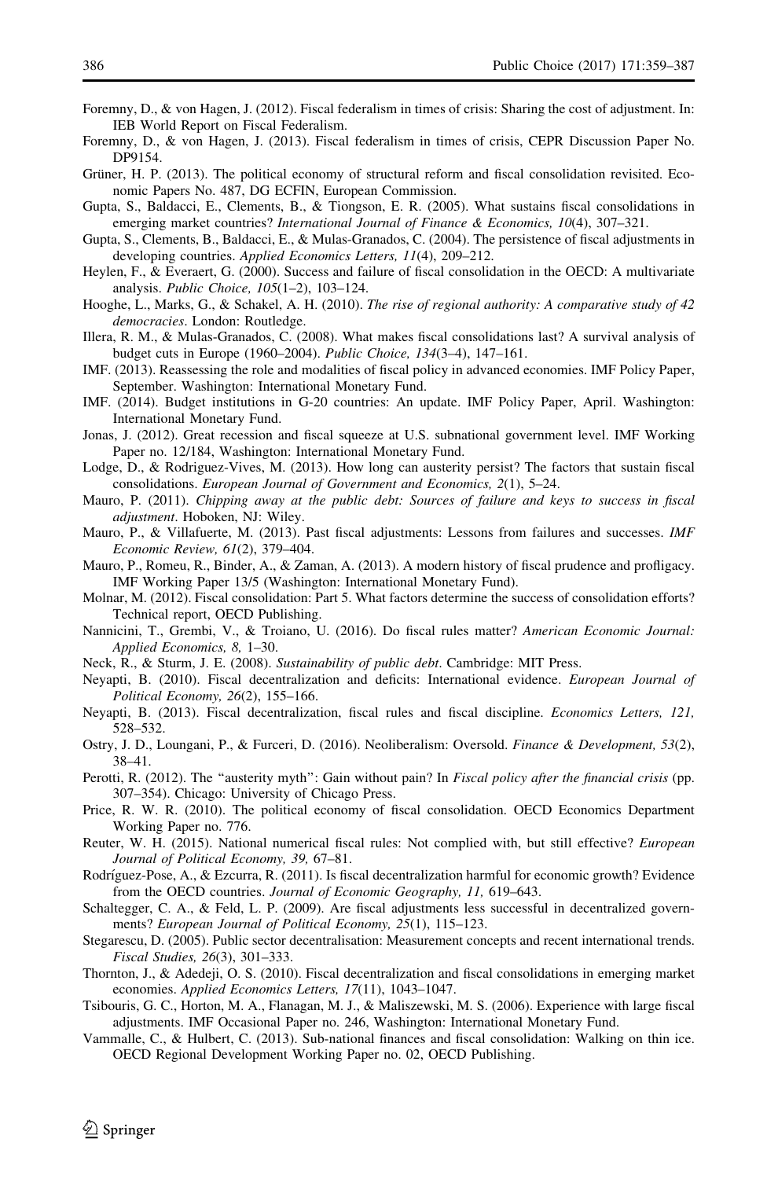Foremny, D., & von Hagen, J. (2012). Fiscal federalism in times of crisis: Sharing the cost of adjustment. In: IEB World Report on Fiscal Federalism.

Foremny, D., & von Hagen, J. (2013). Fiscal federalism in times of crisis, CEPR Discussion Paper No. DP9154.

Grüner, H. P. (2013). The political economy of structural reform and fiscal consolidation revisited. Economic Papers No. 487, DG ECFIN, European Commission.

Gupta, S., Baldacci, E., Clements, B., & Tiongson, E. R. (2005). What sustains fiscal consolidations in emerging market countries? *International Journal of Finance & Economics, 10*(4), 307–321.

Gupta, S., Clements, B., Baldacci, E., & Mulas-Granados, C. (2004). The persistence of fiscal adjustments in developing countries. *Applied Economics Letters, 11*(4), 209–212.

Heylen, F., & Everaert, G. (2000). Success and failure of fiscal consolidation in the OECD: A multivariate analysis. *Public Choice, 105*(1–2), 103–124.

Hooghe, L., Marks, G., & Schakel, A. H. (2010). *The rise of regional authority: A comparative study of 42 democracies*. London: Routledge.

Illera, R. M., & Mulas-Granados, C. (2008). What makes fiscal consolidations last? A survival analysis of budget cuts in Europe (1960–2004). *Public Choice, 134*(3–4), 147–161.

IMF. (2013). Reassessing the role and modalities of fiscal policy in advanced economies. IMF Policy Paper, September. Washington: International Monetary Fund.

IMF. (2014). Budget institutions in G-20 countries: An update. IMF Policy Paper, April. Washington: International Monetary Fund.

Jonas, J. (2012). Great recession and fiscal squeeze at U.S. subnational government level. IMF Working Paper no. 12/184, Washington: International Monetary Fund.

Lodge, D., & Rodriguez-Vives, M. (2013). How long can austerity persist? The factors that sustain fiscal consolidations. *European Journal of Government and Economics, 2*(1), 5–24.

Mauro, P. (2011). *Chipping away at the public debt: Sources of failure and keys to success in fiscal adjustment*. Hoboken, NJ: Wiley.

Mauro, P., & Villafuerte, M. (2013). Past fiscal adjustments: Lessons from failures and successes. *IMF Economic Review, 61*(2), 379–404.

Mauro, P., Romeu, R., Binder, A., & Zaman, A. (2013). A modern history of fiscal prudence and profligacy. IMF Working Paper 13/5 (Washington: International Monetary Fund).

Molnar, M. (2012). Fiscal consolidation: Part 5. What factors determine the success of consolidation efforts? Technical report, OECD Publishing.

Nannicini, T., Grembi, V., & Troiano, U. (2016). Do fiscal rules matter? *American Economic Journal: Applied Economics, 8*, 1–30.

Neck, R., & Sturm, J. E. (2008). *Sustainability of public debt*. Cambridge: MIT Press.

Neyapti, B. (2010). Fiscal decentralization and deficits: International evidence. *European Journal of Political Economy, 26*(2), 155–166.

Neyapti, B. (2013). Fiscal decentralization, fiscal rules and fiscal discipline. *Economics Letters, 121*, 528–532.

Ostry, J. D., Loungani, P., & Furceri, D. (2016). Neoliberalism: Oversold. *Finance & Development, 53*(2), 38–41.

Perotti, R. (2012). The "austerity myth": Gain without pain? In *Fiscal policy after the financial crisis* (pp. 307–354). Chicago: University of Chicago Press.

Price, R. W. R. (2010). The political economy of fiscal consolidation. OECD Economics Department Working Paper no. 776.

Reuter, W. H. (2015). National numerical fiscal rules: Not complied with, but still effective? *European Journal of Political Economy, 39*, 67–81.

Rodríguez-Pose, A., & Ezcurra, R. (2011). Is fiscal decentralization harmful for economic growth? Evidence from the OECD countries. *Journal of Economic Geography, 11*, 619–643.

Schaltegger, C. A., & Feld, L. P. (2009). Are fiscal adjustments less successful in decentralized governments? *European Journal of Political Economy, 25*(1), 115–123.

Stegarescu, D. (2005). Public sector decentralisation: Measurement concepts and recent international trends. *Fiscal Studies, 26*(3), 301–333.

Thornton, J., & Adedeji, O. S. (2010). Fiscal decentralization and fiscal consolidations in emerging market economies. *Applied Economics Letters, 17*(11), 1043–1047.

Tsibouris, G. C., Horton, M. A., Flanagan, M. J., & Maliszewski, M. S. (2006). Experience with large fiscal adjustments. IMF Occasional Paper no. 246, Washington: International Monetary Fund.

Vammalle, C., & Hulbert, C. (2013). Sub-national finances and fiscal consolidation: Walking on thin ice. OECD Regional Development Working Paper no. 02, OECD Publishing.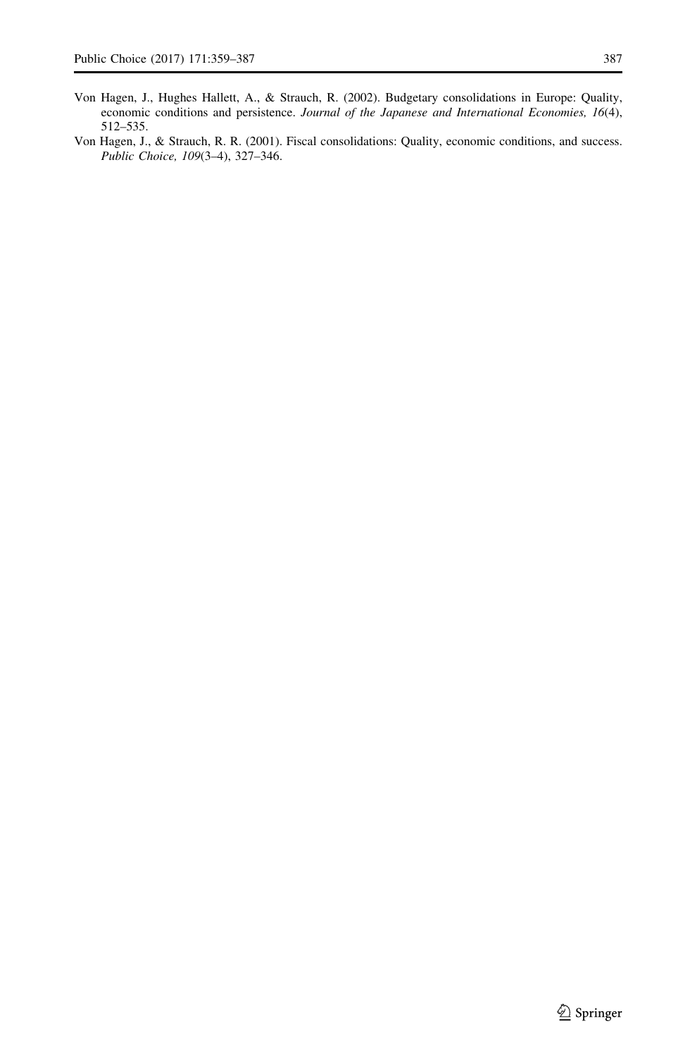Von Hagen, J., Hughes Hallett, A., & Strauch, R. (2002). Budgetary consolidations in Europe: Quality, economic conditions and persistence. *Journal of the Japanese and International Economies, 16*(4), 512–535.

Von Hagen, J., & Strauch, R. R. (2001). Fiscal consolidations: Quality, economic conditions, and success. *Public Choice, 109*(3–4), 327–346.